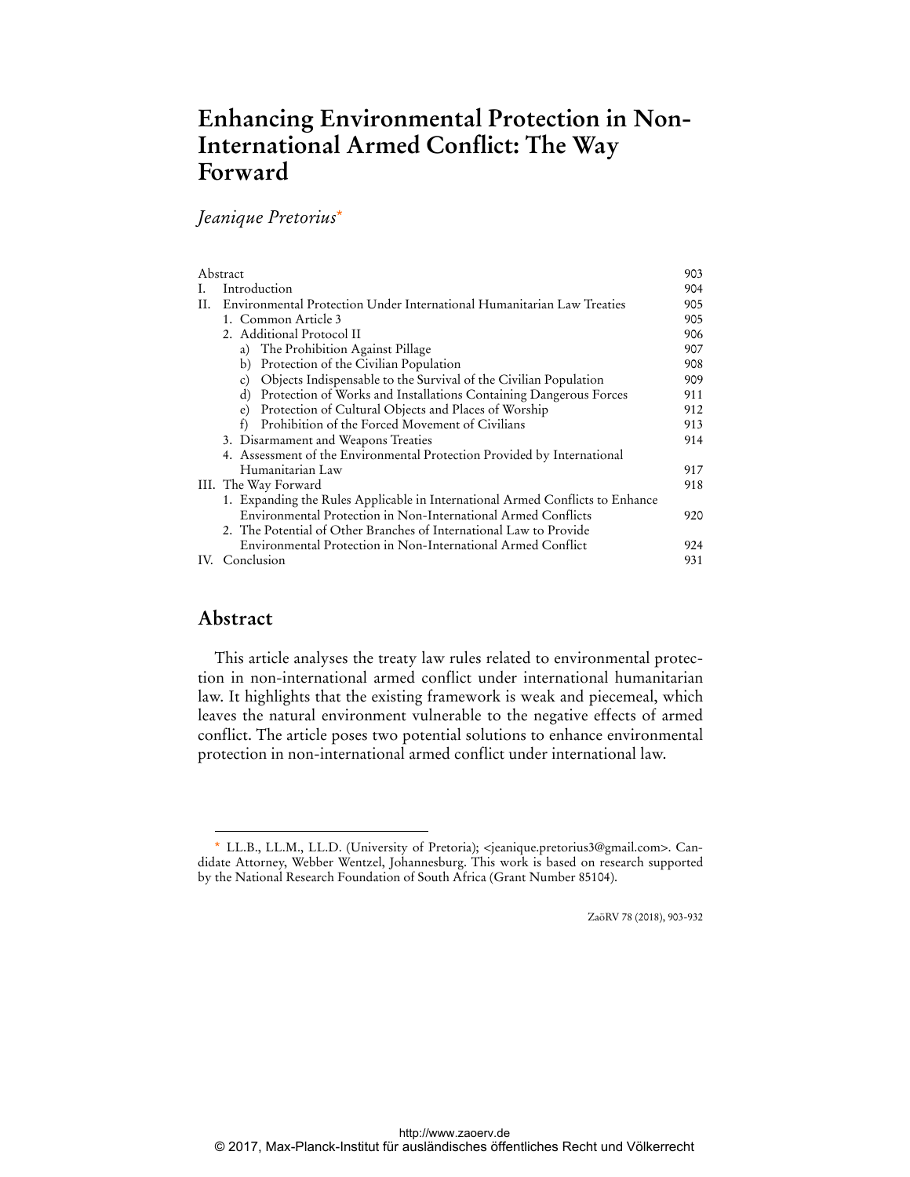# Enhancing Environmental Protection in Non-International Armed Conflict: The Way Forward

*Jeanique Pretorius*[*]

| | |
|---|---|
| Abstract | 903 |
| I. Introduction | 904 |
| II. Environmental Protection Under International Humanitarian Law Treaties | 905 |
| 1. Common Article 3 | 905 |
| 2. Additional Protocol II | 906 |
| a) The Prohibition Against Pillage | 907 |
| b) Protection of the Civilian Population | 908 |
| c) Objects Indispensable to the Survival of the Civilian Population | 909 |
| d) Protection of Works and Installations Containing Dangerous Forces | 911 |
| e) Protection of Cultural Objects and Places of Worship | 912 |
| f) Prohibition of the Forced Movement of Civilians | 913 |
| 3. Disarmament and Weapons Treaties | 914 |
| 4. Assessment of the Environmental Protection Provided by International Humanitarian Law | 917 |
| III. The Way Forward | 918 |
| 1. Expanding the Rules Applicable in International Armed Conflicts to Enhance Environmental Protection in Non-International Armed Conflicts | 920 |
| 2. The Potential of Other Branches of International Law to Provide Environmental Protection in Non-International Armed Conflict | 924 |
| IV. Conclusion | 931 |

## Abstract

This article analyses the treaty law rules related to environmental protection in non-international armed conflict under international humanitarian law. It highlights that the existing framework is weak and piecemeal, which leaves the natural environment vulnerable to the negative effects of armed conflict. The article poses two potential solutions to enhance environmental protection in non-international armed conflict under international law.

---

[*] LL.B., LL.M., LL.D. (University of Pretoria); <jeanique.pretorius3@gmail.com>. Candidate Attorney, Webber Wentzel, Johannesburg. This work is based on research supported by the National Research Foundation of South Africa (Grant Number 85104).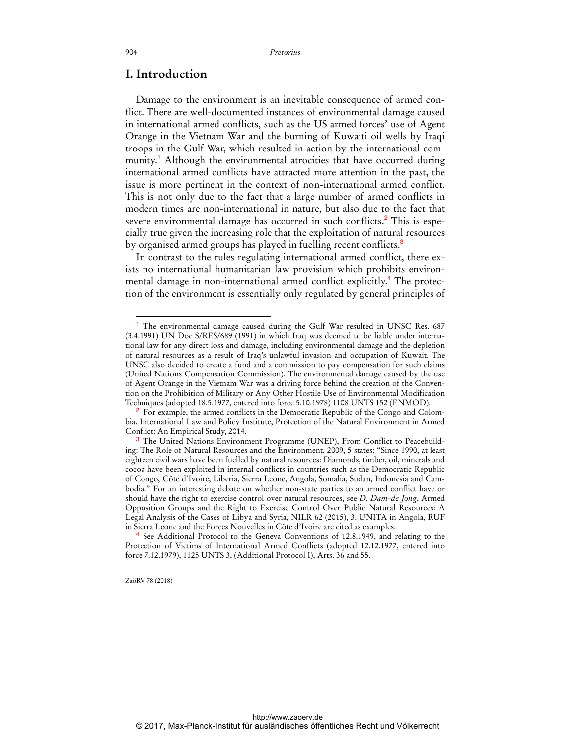## I. Introduction

Damage to the environment is an inevitable consequence of armed conflict. There are well-documented instances of environmental damage caused in international armed conflicts, such as the US armed forces' use of Agent Orange in the Vietnam War and the burning of Kuwaiti oil wells by Iraqi troops in the Gulf War, which resulted in action by the international community.[1] Although the environmental atrocities that have occurred during international armed conflicts have attracted more attention in the past, the issue is more pertinent in the context of non-international armed conflict. This is not only due to the fact that a large number of armed conflicts in modern times are non-international in nature, but also due to the fact that severe environmental damage has occurred in such conflicts.[2] This is especially true given the increasing role that the exploitation of natural resources by organised armed groups has played in fuelling recent conflicts.[3]

In contrast to the rules regulating international armed conflict, there exists no international humanitarian law provision which prohibits environmental damage in non-international armed conflict explicitly.[4] The protection of the environment is essentially only regulated by general principles of

---

[1] The environmental damage caused during the Gulf War resulted in UNSC Res. 687 (3.4.1991) UN Doc S/RES/689 (1991) in which Iraq was deemed to be liable under international law for any direct loss and damage, including environmental damage and the depletion of natural resources as a result of Iraq's unlawful invasion and occupation of Kuwait. The UNSC also decided to create a fund and a commission to pay compensation for such claims (United Nations Compensation Commission). The environmental damage caused by the use of Agent Orange in the Vietnam War was a driving force behind the creation of the Convention on the Prohibition of Military or Any Other Hostile Use of Environmental Modification Techniques (adopted 18.5.1977, entered into force 5.10.1978) 1108 UNTS 152 (ENMOD).

[2] For example, the armed conflicts in the Democratic Republic of the Congo and Colombia. International Law and Policy Institute, Protection of the Natural Environment in Armed Conflict: An Empirical Study, 2014.

[3] The United Nations Environment Programme (UNEP), From Conflict to Peacebuilding: The Role of Natural Resources and the Environment, 2009, 5 states: "Since 1990, at least eighteen civil wars have been fuelled by natural resources: Diamonds, timber, oil, minerals and cocoa have been exploited in internal conflicts in countries such as the Democratic Republic of Congo, Côte d'Ivoire, Liberia, Sierra Leone, Angola, Somalia, Sudan, Indonesia and Cambodia." For an interesting debate on whether non-state parties to an armed conflict have or should have the right to exercise control over natural resources, see *D. Dam-de Jong*, Armed Opposition Groups and the Right to Exercise Control Over Public Natural Resources: A Legal Analysis of the Cases of Libya and Syria, NILR 62 (2015), 3. UNITA in Angola, RUF in Sierra Leone and the Forces Nouvelles in Côte d'Ivoire are cited as examples.

[4] See Additional Protocol to the Geneva Conventions of 12.8.1949, and relating to the Protection of Victims of International Armed Conflicts (adopted 12.12.1977, entered into force 7.12.1979), 1125 UNTS 3, (Additional Protocol I), Arts. 36 and 55.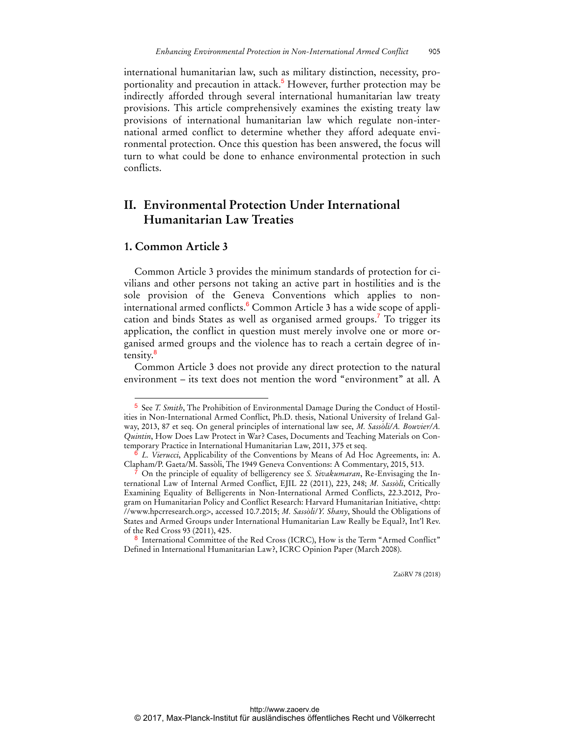international humanitarian law, such as military distinction, necessity, proportionality and precaution in attack.[5] However, further protection may be indirectly afforded through several international humanitarian law treaty provisions. This article comprehensively examines the existing treaty law provisions of international humanitarian law which regulate non-international armed conflict to determine whether they afford adequate environmental protection. Once this question has been answered, the focus will turn to what could be done to enhance environmental protection in such conflicts.

## II. Environmental Protection Under International Humanitarian Law Treaties

### 1. Common Article 3

Common Article 3 provides the minimum standards of protection for civilians and other persons not taking an active part in hostilities and is the sole provision of the Geneva Conventions which applies to non-international armed conflicts.[6] Common Article 3 has a wide scope of application and binds States as well as organised armed groups.[7] To trigger its application, the conflict in question must merely involve one or more organised armed groups and the violence has to reach a certain degree of intensity.[8]

Common Article 3 does not provide any direct protection to the natural environment – its text does not mention the word "environment" at all. A

---

[5] See *T. Smith*, The Prohibition of Environmental Damage During the Conduct of Hostilities in Non-International Armed Conflict, Ph.D. thesis, National University of Ireland Galway, 2013, 87 et seq. On general principles of international law see, *M. Sassòli/A. Bouvier/A. Quintin*, How Does Law Protect in War? Cases, Documents and Teaching Materials on Contemporary Practice in International Humanitarian Law, 2011, 375 et seq.

[6] *L. Vierucci*, Applicability of the Conventions by Means of Ad Hoc Agreements, in: A. Clapham/P. Gaeta/M. Sassòli, The 1949 Geneva Conventions: A Commentary, 2015, 513.

[7] On the principle of equality of belligerency see *S. Sivakumaran*, Re-Envisaging the International Law of Internal Armed Conflict, EJIL 22 (2011), 223, 248; *M. Sassòli*, Critically Examining Equality of Belligerents in Non-International Armed Conflicts, 22.3.2012, Program on Humanitarian Policy and Conflict Research: Harvard Humanitarian Initiative, <http://www.hpcrresearch.org>, accessed 10.7.2015; *M. Sassòli/Y. Shany*, Should the Obligations of States and Armed Groups under International Humanitarian Law Really be Equal?, Int'l Rev. of the Red Cross 93 (2011), 425.

[8] International Committee of the Red Cross (ICRC), How is the Term "Armed Conflict" Defined in International Humanitarian Law?, ICRC Opinion Paper (March 2008).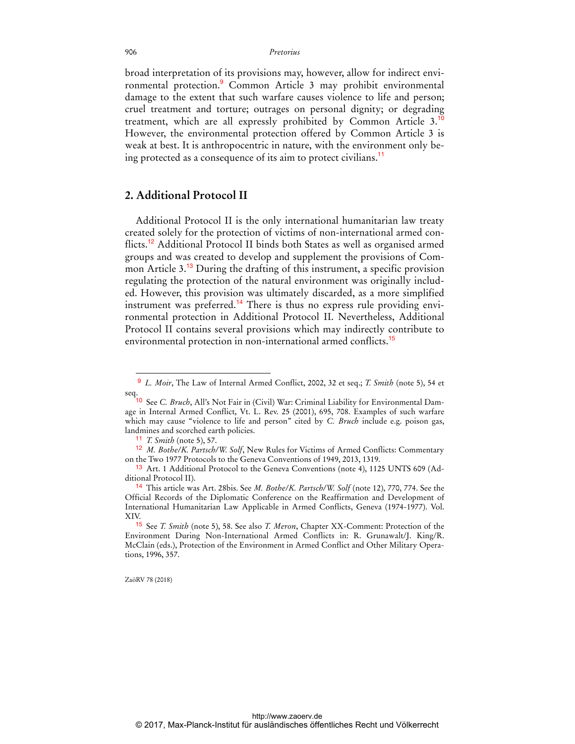broad interpretation of its provisions may, however, allow for indirect environmental protection.[9] Common Article 3 may prohibit environmental damage to the extent that such warfare causes violence to life and person; cruel treatment and torture; outrages on personal dignity; or degrading treatment, which are all expressly prohibited by Common Article 3.[10] However, the environmental protection offered by Common Article 3 is weak at best. It is anthropocentric in nature, with the environment only being protected as a consequence of its aim to protect civilians.[11]

## 2. Additional Protocol II

Additional Protocol II is the only international humanitarian law treaty created solely for the protection of victims of non-international armed conflicts.[12] Additional Protocol II binds both States as well as organised armed groups and was created to develop and supplement the provisions of Common Article 3.[13] During the drafting of this instrument, a specific provision regulating the protection of the natural environment was originally included. However, this provision was ultimately discarded, as a more simplified instrument was preferred.[14] There is thus no express rule providing environmental protection in Additional Protocol II. Nevertheless, Additional Protocol II contains several provisions which may indirectly contribute to environmental protection in non-international armed conflicts.[15]

---

[9] *L. Moir*, The Law of Internal Armed Conflict, 2002, 32 et seq.; *T. Smith* (note 5), 54 et seq.

[10] See *C. Bruch*, All's Not Fair in (Civil) War: Criminal Liability for Environmental Damage in Internal Armed Conflict, Vt. L. Rev. 25 (2001), 695, 708. Examples of such warfare which may cause "violence to life and person" cited by *C. Bruch* include e.g. poison gas, landmines and scorched earth policies.

[11] *T. Smith* (note 5), 57.

[12] *M. Bothe/K. Partsch/W. Solf*, New Rules for Victims of Armed Conflicts: Commentary on the Two 1977 Protocols to the Geneva Conventions of 1949, 2013, 1319.

[13] Art. 1 Additional Protocol to the Geneva Conventions (note 4), 1125 UNTS 609 (Additional Protocol II).

[14] This article was Art. 28bis. See *M. Bothe/K. Partsch/W. Solf* (note 12), 770, 774. See the Official Records of the Diplomatic Conference on the Reaffirmation and Development of International Humanitarian Law Applicable in Armed Conflicts, Geneva (1974-1977). Vol. XIV.

[15] See *T. Smith* (note 5), 58. See also *T. Meron*, Chapter XX-Comment: Protection of the Environment During Non-International Armed Conflicts in: R. Grunawalt/J. King/R. McClain (eds.), Protection of the Environment in Armed Conflict and Other Military Operations, 1996, 357.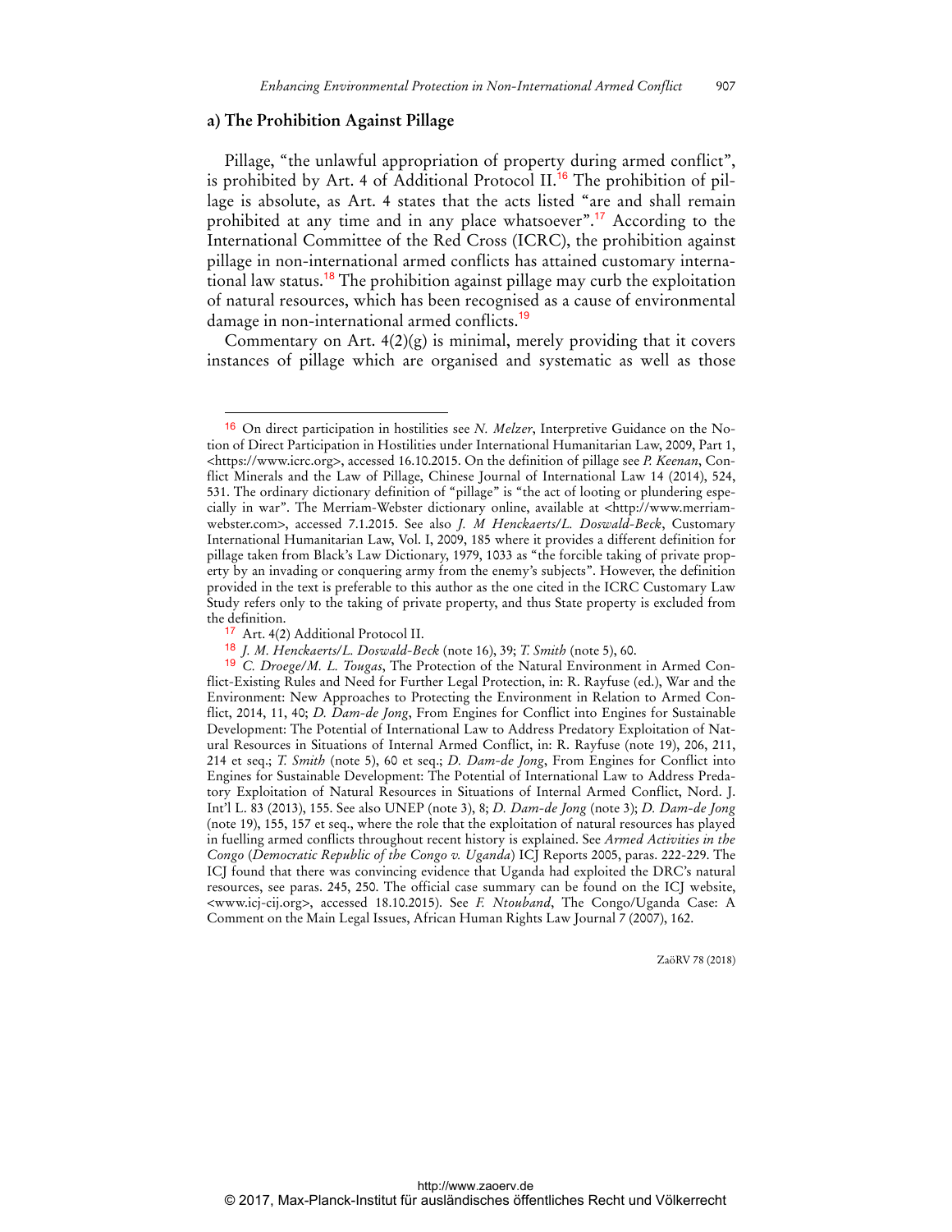### a) The Prohibition Against Pillage

Pillage, "the unlawful appropriation of property during armed conflict", is prohibited by Art. 4 of Additional Protocol II.[16] The prohibition of pillage is absolute, as Art. 4 states that the acts listed "are and shall remain prohibited at any time and in any place whatsoever".[17] According to the International Committee of the Red Cross (ICRC), the prohibition against pillage in non-international armed conflicts has attained customary international law status.[18] The prohibition against pillage may curb the exploitation of natural resources, which has been recognised as a cause of environmental damage in non-international armed conflicts.[19]

Commentary on Art. 4(2)(g) is minimal, merely providing that it covers instances of pillage which are organised and systematic as well as those

---

[16] On direct participation in hostilities see *N. Melzer*, Interpretive Guidance on the Notion of Direct Participation in Hostilities under International Humanitarian Law, 2009, Part 1, <https://www.icrc.org>, accessed 16.10.2015. On the definition of pillage see *P. Keenan*, Conflict Minerals and the Law of Pillage, Chinese Journal of International Law 14 (2014), 524, 531. The ordinary dictionary definition of "pillage" is "the act of looting or plundering especially in war". The Merriam-Webster dictionary online, available at <http://www.merriam-webster.com>, accessed 7.1.2015. See also *J. M Henckaerts/L. Doswald-Beck*, Customary International Humanitarian Law, Vol. I, 2009, 185 where it provides a different definition for pillage taken from Black's Law Dictionary, 1979, 1033 as "the forcible taking of private property by an invading or conquering army from the enemy's subjects". However, the definition provided in the text is preferable to this author as the one cited in the ICRC Customary Law Study refers only to the taking of private property, and thus State property is excluded from the definition.

[17] Art. 4(2) Additional Protocol II.

[18] *J. M. Henckaerts/L. Doswald-Beck* (note 16), 39; *T. Smith* (note 5), 60.

[19] *C. Droege/M. L. Tougas*, The Protection of the Natural Environment in Armed Conflict-Existing Rules and Need for Further Legal Protection, in: R. Rayfuse (ed.), War and the Environment: New Approaches to Protecting the Environment in Relation to Armed Conflict, 2014, 11, 40; *D. Dam-de Jong*, From Engines for Conflict into Engines for Sustainable Development: The Potential of International Law to Address Predatory Exploitation of Natural Resources in Situations of Internal Armed Conflict, in: R. Rayfuse (note 19), 206, 211, 214 et seq.; *T. Smith* (note 5), 60 et seq.; *D. Dam-de Jong*, From Engines for Conflict into Engines for Sustainable Development: The Potential of International Law to Address Predatory Exploitation of Natural Resources in Situations of Internal Armed Conflict, Nord. J. Int'l L. 83 (2013), 155. See also UNEP (note 3), 8; *D. Dam-de Jong* (note 3); *D. Dam-de Jong* (note 19), 155, 157 et seq., where the role that the exploitation of natural resources has played in fuelling armed conflicts throughout recent history is explained. See *Armed Activities in the Congo* (*Democratic Republic of the Congo v. Uganda*) ICJ Reports 2005, paras. 222-229. The ICJ found that there was convincing evidence that Uganda had exploited the DRC's natural resources, see paras. 245, 250. The official case summary can be found on the ICJ website, <www.icj-cij.org>, accessed 18.10.2015). See *F. Ntouband*, The Congo/Uganda Case: A Comment on the Main Legal Issues, African Human Rights Law Journal 7 (2007), 162.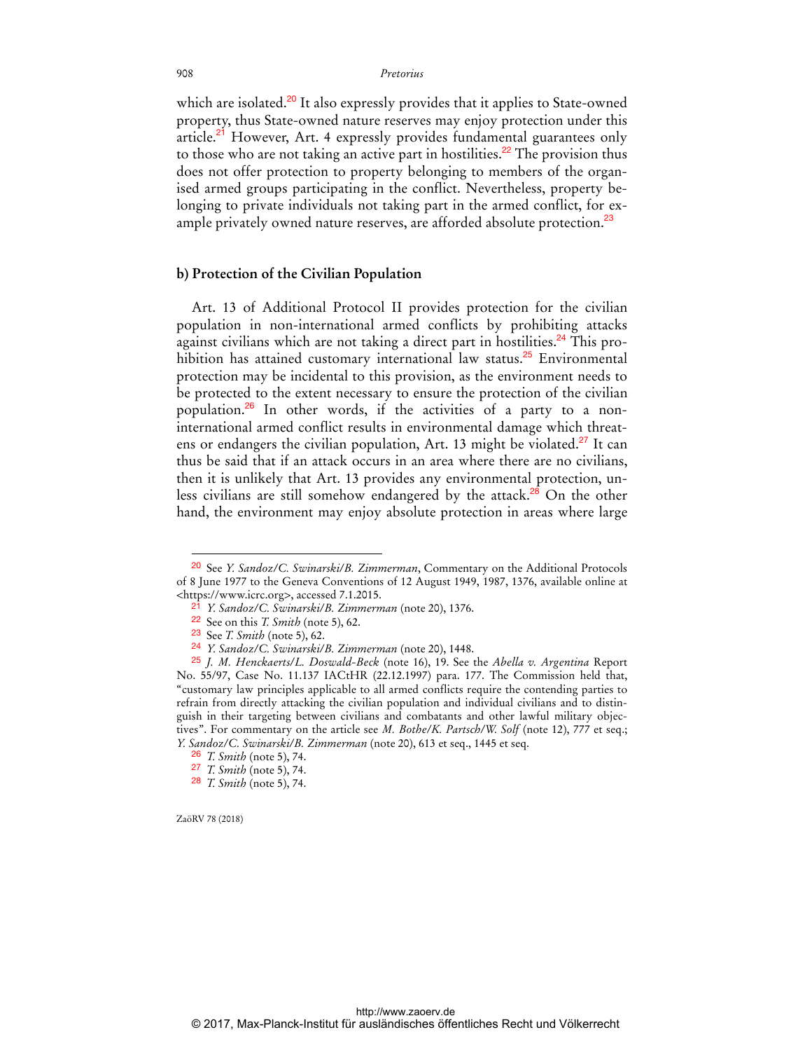which are isolated.[20] It also expressly provides that it applies to State-owned property, thus State-owned nature reserves may enjoy protection under this article.[21] However, Art. 4 expressly provides fundamental guarantees only to those who are not taking an active part in hostilities.[22] The provision thus does not offer protection to property belonging to members of the organised armed groups participating in the conflict. Nevertheless, property belonging to private individuals not taking part in the armed conflict, for example privately owned nature reserves, are afforded absolute protection.[23]

### b) Protection of the Civilian Population

Art. 13 of Additional Protocol II provides protection for the civilian population in non-international armed conflicts by prohibiting attacks against civilians which are not taking a direct part in hostilities.[24] This prohibition has attained customary international law status.[25] Environmental protection may be incidental to this provision, as the environment needs to be protected to the extent necessary to ensure the protection of the civilian population.[26] In other words, if the activities of a party to a non-international armed conflict results in environmental damage which threatens or endangers the civilian population, Art. 13 might be violated.[27] It can thus be said that if an attack occurs in an area where there are no civilians, then it is unlikely that Art. 13 provides any environmental protection, unless civilians are still somehow endangered by the attack.[28] On the other hand, the environment may enjoy absolute protection in areas where large

---

[20] See *Y. Sandoz/C. Swinarski/B. Zimmerman*, Commentary on the Additional Protocols of 8 June 1977 to the Geneva Conventions of 12 August 1949, 1987, 1376, available online at <https://www.icrc.org>, accessed 7.1.2015.

[21] *Y. Sandoz/C. Swinarski/B. Zimmerman* (note 20), 1376.

[22] See on this *T. Smith* (note 5), 62.

[23] See *T. Smith* (note 5), 62.

[24] *Y. Sandoz/C. Swinarski/B. Zimmerman* (note 20), 1448.

[25] *J. M. Henckaerts/L. Doswald-Beck* (note 16), 19. See the *Abella v. Argentina* Report No. 55/97, Case No. 11.137 IACtHR (22.12.1997) para. 177. The Commission held that, "customary law principles applicable to all armed conflicts require the contending parties to refrain from directly attacking the civilian population and individual civilians and to distinguish in their targeting between civilians and combatants and other lawful military objectives". For commentary on the article see *M. Bothe/K. Partsch/W. Solf* (note 12), 777 et seq.; *Y. Sandoz/C. Swinarski/B. Zimmerman* (note 20), 613 et seq., 1445 et seq.

[26] *T. Smith* (note 5), 74.

[27] *T. Smith* (note 5), 74.

[28] *T. Smith* (note 5), 74.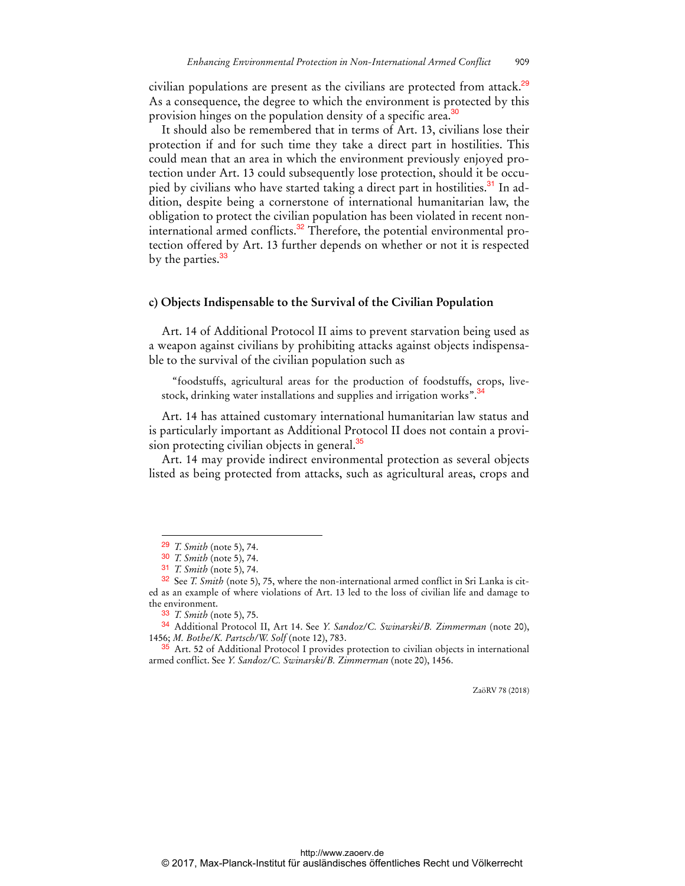civilian populations are present as the civilians are protected from attack.[29] As a consequence, the degree to which the environment is protected by this provision hinges on the population density of a specific area.[30]

It should also be remembered that in terms of Art. 13, civilians lose their protection if and for such time they take a direct part in hostilities. This could mean that an area in which the environment previously enjoyed protection under Art. 13 could subsequently lose protection, should it be occupied by civilians who have started taking a direct part in hostilities.[31] In addition, despite being a cornerstone of international humanitarian law, the obligation to protect the civilian population has been violated in recent non-international armed conflicts.[32] Therefore, the potential environmental protection offered by Art. 13 further depends on whether or not it is respected by the parties.[33]

### c) Objects Indispensable to the Survival of the Civilian Population

Art. 14 of Additional Protocol II aims to prevent starvation being used as a weapon against civilians by prohibiting attacks against objects indispensable to the survival of the civilian population such as

> "foodstuffs, agricultural areas for the production of foodstuffs, crops, livestock, drinking water installations and supplies and irrigation works".[34]

Art. 14 has attained customary international humanitarian law status and is particularly important as Additional Protocol II does not contain a provision protecting civilian objects in general.[35]

Art. 14 may provide indirect environmental protection as several objects listed as being protected from attacks, such as agricultural areas, crops and

---

[29] *T. Smith* (note 5), 74.

[30] *T. Smith* (note 5), 74.

[31] *T. Smith* (note 5), 74.

[32] See *T. Smith* (note 5), 75, where the non-international armed conflict in Sri Lanka is cited as an example of where violations of Art. 13 led to the loss of civilian life and damage to the environment.

[33] *T. Smith* (note 5), 75.

[34] Additional Protocol II, Art 14. See *Y. Sandoz/C. Swinarski/B. Zimmerman* (note 20), 1456; *M. Bothe/K. Partsch/W. Solf* (note 12), 783.

[35] Art. 52 of Additional Protocol I provides protection to civilian objects in international armed conflict. See *Y. Sandoz/C. Swinarski/B. Zimmerman* (note 20), 1456.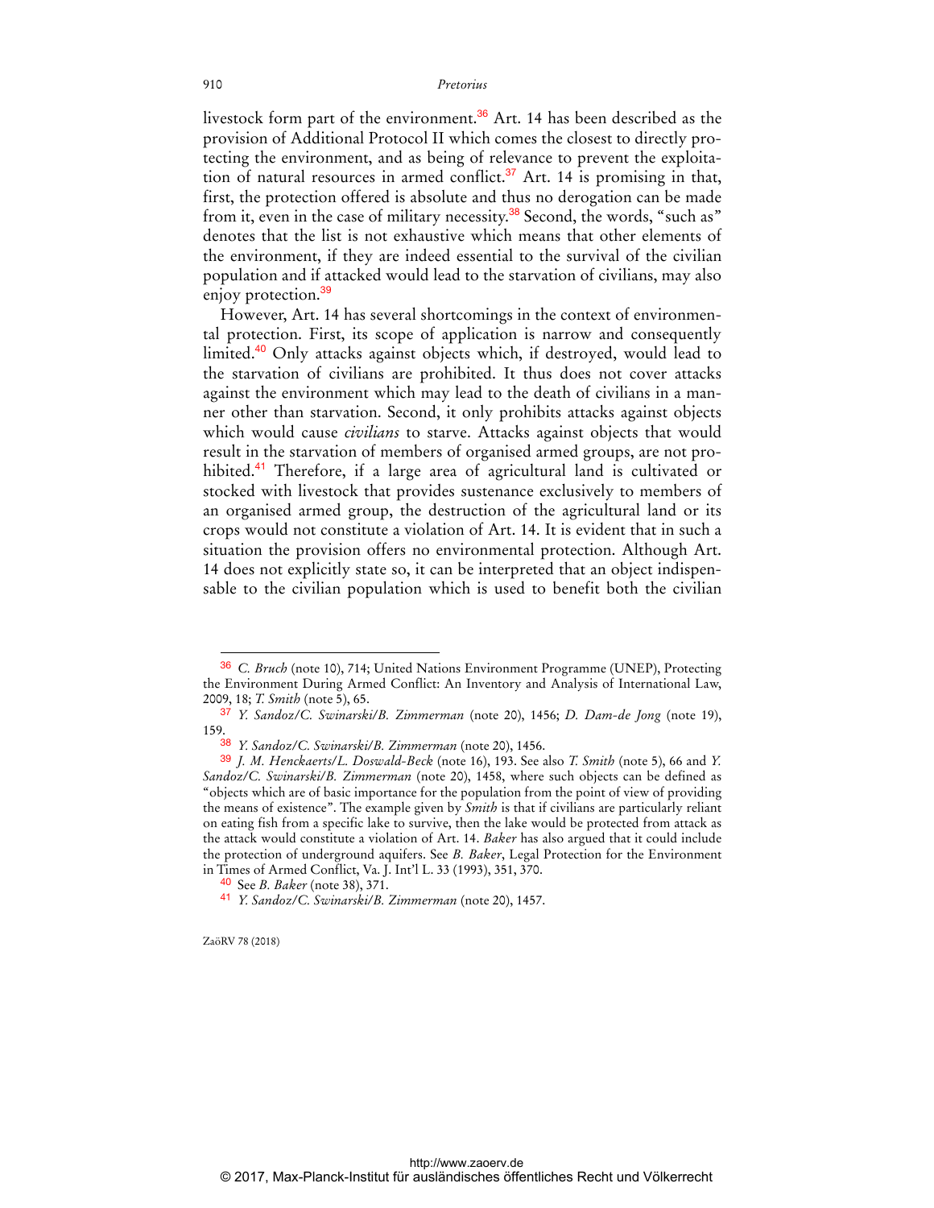livestock form part of the environment.[36] Art. 14 has been described as the provision of Additional Protocol II which comes the closest to directly protecting the environment, and as being of relevance to prevent the exploitation of natural resources in armed conflict.[37] Art. 14 is promising in that, first, the protection offered is absolute and thus no derogation can be made from it, even in the case of military necessity.[38] Second, the words, "such as" denotes that the list is not exhaustive which means that other elements of the environment, if they are indeed essential to the survival of the civilian population and if attacked would lead to the starvation of civilians, may also enjoy protection.[39]

However, Art. 14 has several shortcomings in the context of environmental protection. First, its scope of application is narrow and consequently limited.[40] Only attacks against objects which, if destroyed, would lead to the starvation of civilians are prohibited. It thus does not cover attacks against the environment which may lead to the death of civilians in a manner other than starvation. Second, it only prohibits attacks against objects which would cause *civilians* to starve. Attacks against objects that would result in the starvation of members of organised armed groups, are not prohibited.[41] Therefore, if a large area of agricultural land is cultivated or stocked with livestock that provides sustenance exclusively to members of an organised armed group, the destruction of the agricultural land or its crops would not constitute a violation of Art. 14. It is evident that in such a situation the provision offers no environmental protection. Although Art. 14 does not explicitly state so, it can be interpreted that an object indispensable to the civilian population which is used to benefit both the civilian

---

[36] *C. Bruch* (note 10), 714; United Nations Environment Programme (UNEP), Protecting the Environment During Armed Conflict: An Inventory and Analysis of International Law, 2009, 18; *T. Smith* (note 5), 65.

[37] *Y. Sandoz/C. Swinarski/B. Zimmerman* (note 20), 1456; *D. Dam-de Jong* (note 19), 159.

[38] *Y. Sandoz/C. Swinarski/B. Zimmerman* (note 20), 1456.

[39] *J. M. Henckaerts/L. Doswald-Beck* (note 16), 193. See also *T. Smith* (note 5), 66 and *Y. Sandoz/C. Swinarski/B. Zimmerman* (note 20), 1458, where such objects can be defined as "objects which are of basic importance for the population from the point of view of providing the means of existence". The example given by *Smith* is that if civilians are particularly reliant on eating fish from a specific lake to survive, then the lake would be protected from attack as the attack would constitute a violation of Art. 14. *Baker* has also argued that it could include the protection of underground aquifers. See *B. Baker*, Legal Protection for the Environment in Times of Armed Conflict, Va. J. Int'l L. 33 (1993), 351, 370.

[40] See *B. Baker* (note 38), 371.

[41] *Y. Sandoz/C. Swinarski/B. Zimmerman* (note 20), 1457.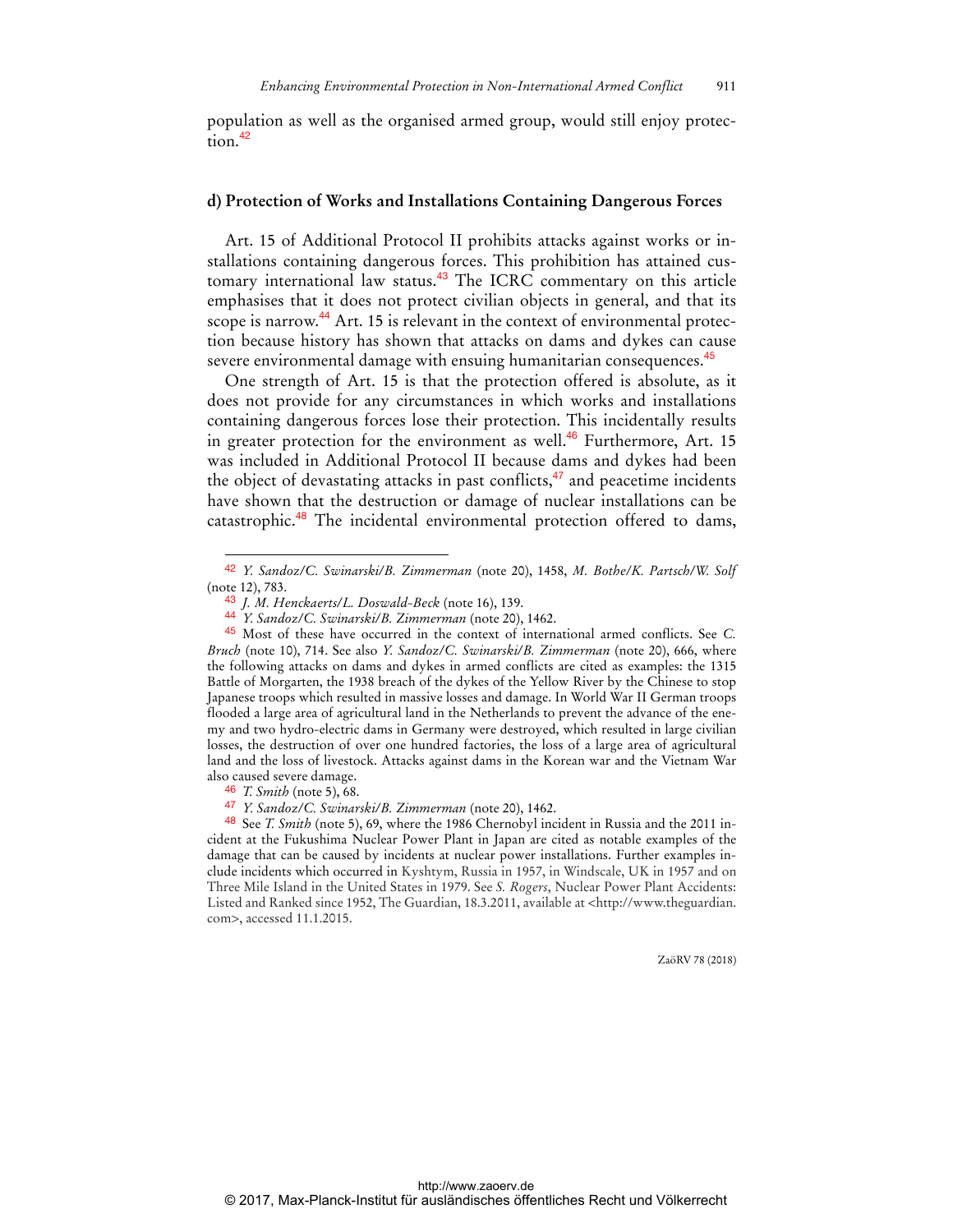population as well as the organised armed group, would still enjoy protection.[42]

### d) Protection of Works and Installations Containing Dangerous Forces

Art. 15 of Additional Protocol II prohibits attacks against works or installations containing dangerous forces. This prohibition has attained customary international law status.[43] The ICRC commentary on this article emphasises that it does not protect civilian objects in general, and that its scope is narrow.[44] Art. 15 is relevant in the context of environmental protection because history has shown that attacks on dams and dykes can cause severe environmental damage with ensuing humanitarian consequences.[45]

One strength of Art. 15 is that the protection offered is absolute, as it does not provide for any circumstances in which works and installations containing dangerous forces lose their protection. This incidentally results in greater protection for the environment as well.[46] Furthermore, Art. 15 was included in Additional Protocol II because dams and dykes had been the object of devastating attacks in past conflicts,[47] and peacetime incidents have shown that the destruction or damage of nuclear installations can be catastrophic.[48] The incidental environmental protection offered to dams,

---

[42] *Y. Sandoz/C. Swinarski/B. Zimmerman* (note 20), 1458, *M. Bothe/K. Partsch/W. Solf* (note 12), 783.

[43] *J. M. Henckaerts/L. Doswald-Beck* (note 16), 139.

[44] *Y. Sandoz/C. Swinarski/B. Zimmerman* (note 20), 1462.

[45] Most of these have occurred in the context of international armed conflicts. See *C. Bruch* (note 10), 714. See also *Y. Sandoz/C. Swinarski/B. Zimmerman* (note 20), 666, where the following attacks on dams and dykes in armed conflicts are cited as examples: the 1315 Battle of Morgarten, the 1938 breach of the dykes of the Yellow River by the Chinese to stop Japanese troops which resulted in massive losses and damage. In World War II German troops flooded a large area of agricultural land in the Netherlands to prevent the advance of the enemy and two hydro-electric dams in Germany were destroyed, which resulted in large civilian losses, the destruction of over one hundred factories, the loss of a large area of agricultural land and the loss of livestock. Attacks against dams in the Korean war and the Vietnam War also caused severe damage.

[46] *T. Smith* (note 5), 68.

[47] *Y. Sandoz/C. Swinarski/B. Zimmerman* (note 20), 1462.

[48] See *T. Smith* (note 5), 69, where the 1986 Chernobyl incident in Russia and the 2011 incident at the Fukushima Nuclear Power Plant in Japan are cited as notable examples of the damage that can be caused by incidents at nuclear power installations. Further examples include incidents which occurred in Kyshtym, Russia in 1957, in Windscale, UK in 1957 and on Three Mile Island in the United States in 1979. See *S. Rogers*, Nuclear Power Plant Accidents: Listed and Ranked since 1952, The Guardian, 18.3.2011, available at <http://www.theguardian.com>, accessed 11.1.2015.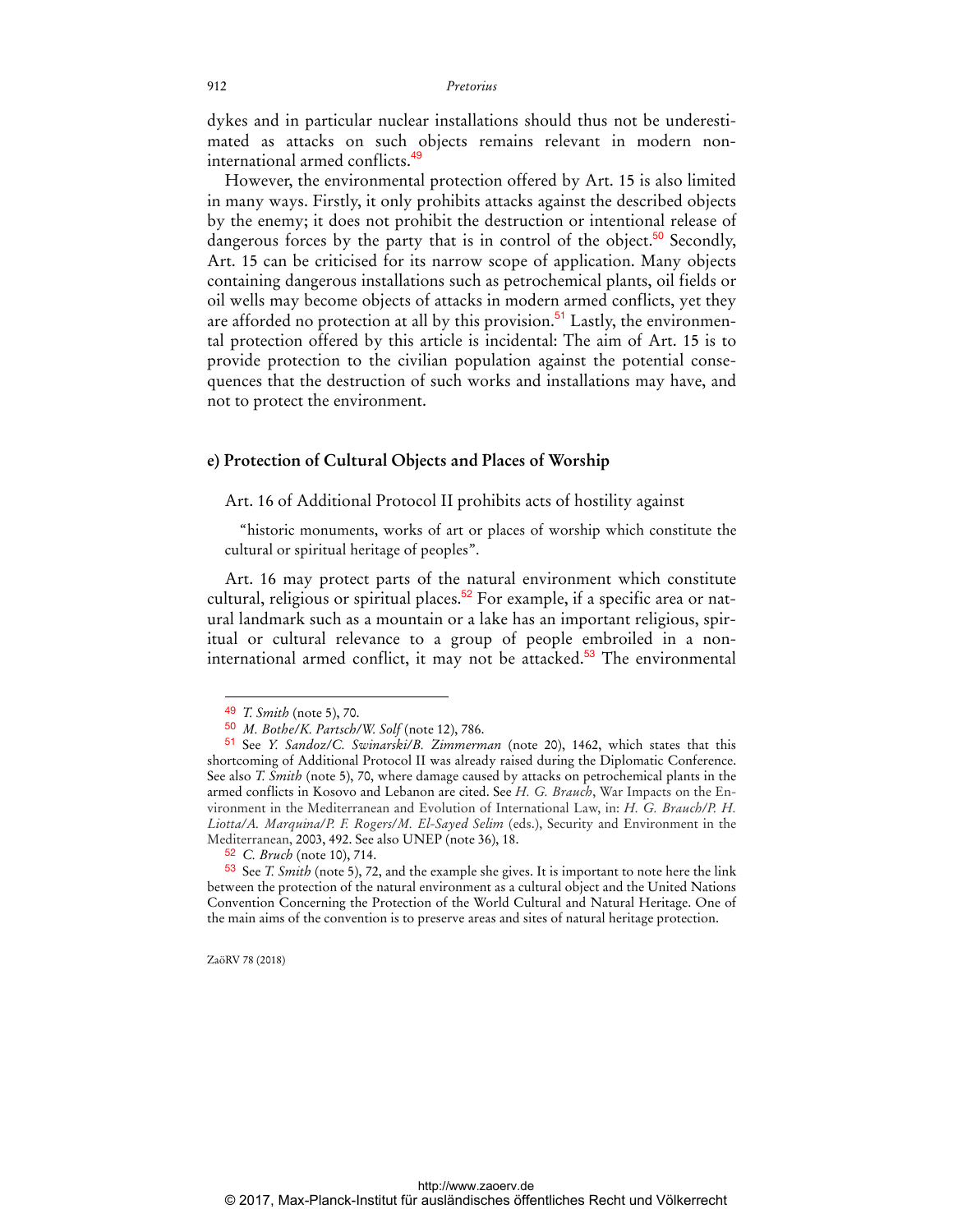dykes and in particular nuclear installations should thus not be underestimated as attacks on such objects remains relevant in modern non-international armed conflicts.[49]

However, the environmental protection offered by Art. 15 is also limited in many ways. Firstly, it only prohibits attacks against the described objects by the enemy; it does not prohibit the destruction or intentional release of dangerous forces by the party that is in control of the object.[50] Secondly, Art. 15 can be criticised for its narrow scope of application. Many objects containing dangerous installations such as petrochemical plants, oil fields or oil wells may become objects of attacks in modern armed conflicts, yet they are afforded no protection at all by this provision.[51] Lastly, the environmental protection offered by this article is incidental: The aim of Art. 15 is to provide protection to the civilian population against the potential consequences that the destruction of such works and installations may have, and not to protect the environment.

### e) Protection of Cultural Objects and Places of Worship

Art. 16 of Additional Protocol II prohibits acts of hostility against

> "historic monuments, works of art or places of worship which constitute the cultural or spiritual heritage of peoples".

Art. 16 may protect parts of the natural environment which constitute cultural, religious or spiritual places.[52] For example, if a specific area or natural landmark such as a mountain or a lake has an important religious, spiritual or cultural relevance to a group of people embroiled in a non-international armed conflict, it may not be attacked.[53] The environmental

---

[49] *T. Smith* (note 5), 70.

[50] *M. Bothe/K. Partsch/W. Solf* (note 12), 786.

[51] See *Y. Sandoz/C. Swinarski/B. Zimmerman* (note 20), 1462, which states that this shortcoming of Additional Protocol II was already raised during the Diplomatic Conference. See also *T. Smith* (note 5), 70, where damage caused by attacks on petrochemical plants in the armed conflicts in Kosovo and Lebanon are cited. See *H. G. Brauch*, War Impacts on the Environment in the Mediterranean and Evolution of International Law, in: *H. G. Brauch/P. H. Liotta/A. Marquina/P. F. Rogers/M. El-Sayed Selim* (eds.), Security and Environment in the Mediterranean, 2003, 492. See also UNEP (note 36), 18.

[52] *C. Bruch* (note 10), 714.

[53] See *T. Smith* (note 5), 72, and the example she gives. It is important to note here the link between the protection of the natural environment as a cultural object and the United Nations Convention Concerning the Protection of the World Cultural and Natural Heritage. One of the main aims of the convention is to preserve areas and sites of natural heritage protection.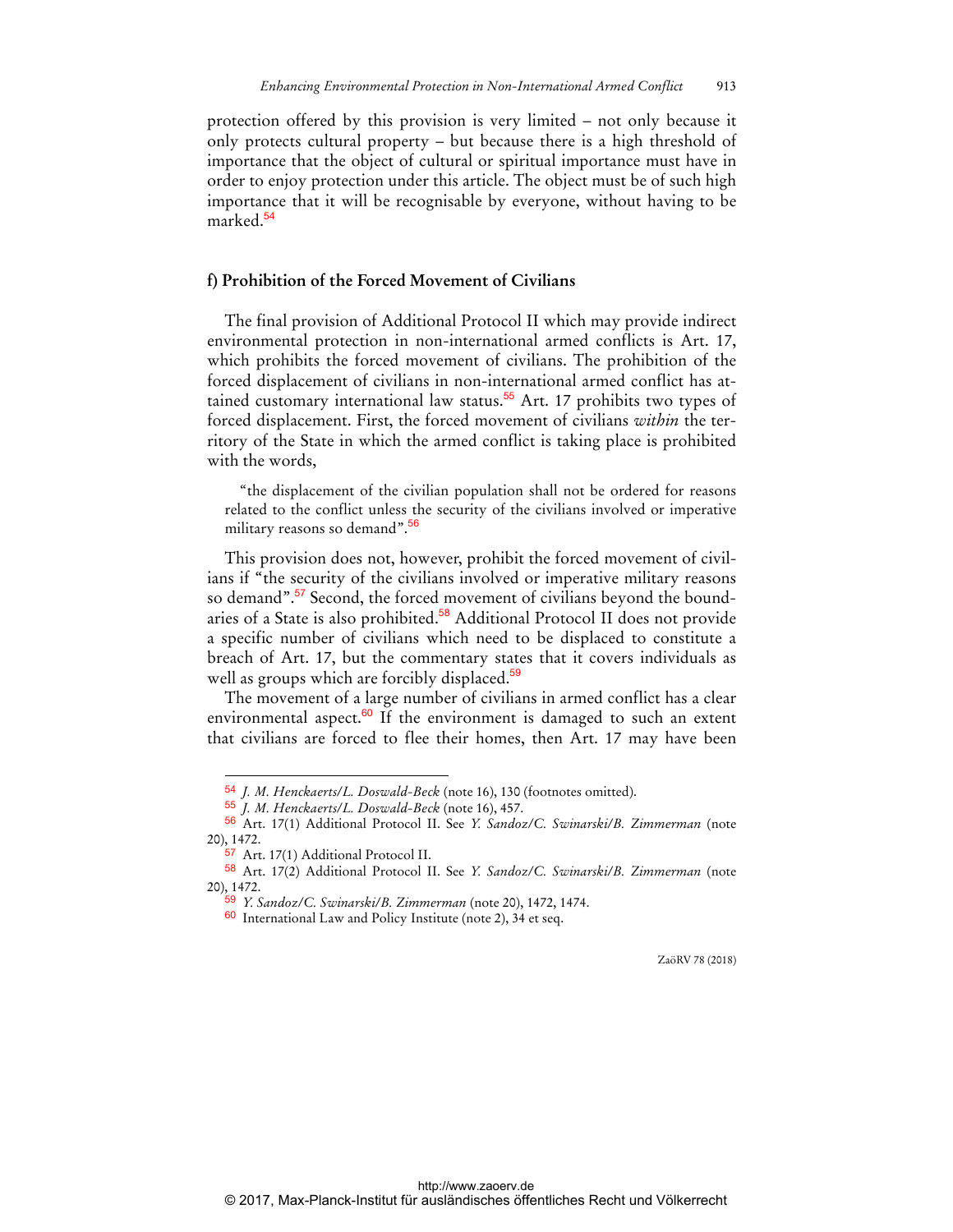protection offered by this provision is very limited – not only because it only protects cultural property – but because there is a high threshold of importance that the object of cultural or spiritual importance must have in order to enjoy protection under this article. The object must be of such high importance that it will be recognisable by everyone, without having to be marked.[54]

### f) Prohibition of the Forced Movement of Civilians

The final provision of Additional Protocol II which may provide indirect environmental protection in non-international armed conflicts is Art. 17, which prohibits the forced movement of civilians. The prohibition of the forced displacement of civilians in non-international armed conflict has attained customary international law status.[55] Art. 17 prohibits two types of forced displacement. First, the forced movement of civilians *within* the territory of the State in which the armed conflict is taking place is prohibited with the words,

> "the displacement of the civilian population shall not be ordered for reasons related to the conflict unless the security of the civilians involved or imperative military reasons so demand".[56]

This provision does not, however, prohibit the forced movement of civilians if "the security of the civilians involved or imperative military reasons so demand".[57] Second, the forced movement of civilians beyond the boundaries of a State is also prohibited.[58] Additional Protocol II does not provide a specific number of civilians which need to be displaced to constitute a breach of Art. 17, but the commentary states that it covers individuals as well as groups which are forcibly displaced.[59]

The movement of a large number of civilians in armed conflict has a clear environmental aspect.[60] If the environment is damaged to such an extent that civilians are forced to flee their homes, then Art. 17 may have been

---

[54] *J. M. Henckaerts/L. Doswald-Beck* (note 16), 130 (footnotes omitted).

[55] *J. M. Henckaerts/L. Doswald-Beck* (note 16), 457.

[56] Art. 17(1) Additional Protocol II. See *Y. Sandoz/C. Swinarski/B. Zimmerman* (note 20), 1472.

[57] Art. 17(1) Additional Protocol II.

[58] Art. 17(2) Additional Protocol II. See *Y. Sandoz/C. Swinarski/B. Zimmerman* (note 20), 1472.

[59] *Y. Sandoz/C. Swinarski/B. Zimmerman* (note 20), 1472, 1474.

[60] International Law and Policy Institute (note 2), 34 et seq.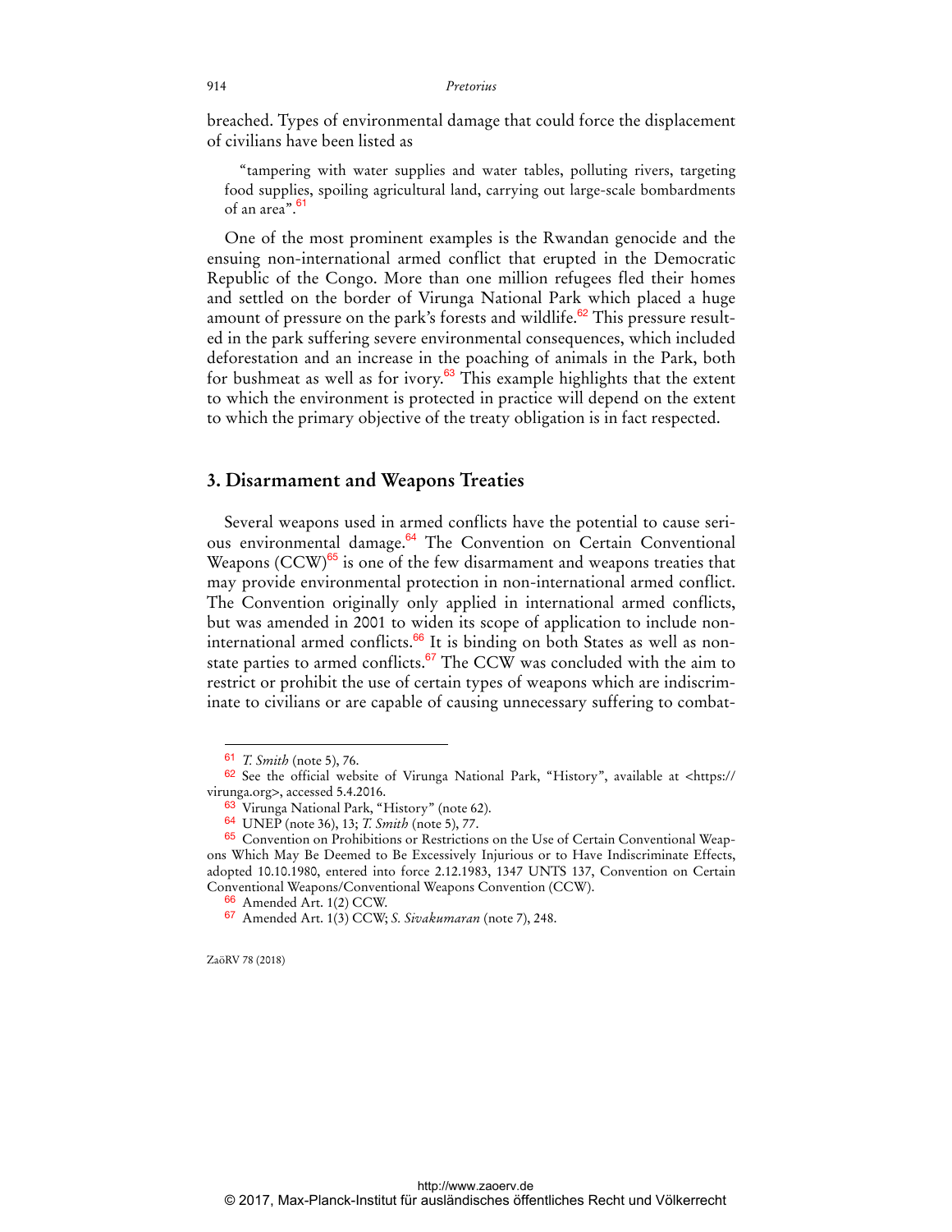breached. Types of environmental damage that could force the displacement of civilians have been listed as

> "tampering with water supplies and water tables, polluting rivers, targeting food supplies, spoiling agricultural land, carrying out large-scale bombardments of an area".[61]

One of the most prominent examples is the Rwandan genocide and the ensuing non-international armed conflict that erupted in the Democratic Republic of the Congo. More than one million refugees fled their homes and settled on the border of Virunga National Park which placed a huge amount of pressure on the park's forests and wildlife.[62] This pressure resulted in the park suffering severe environmental consequences, which included deforestation and an increase in the poaching of animals in the Park, both for bushmeat as well as for ivory.[63] This example highlights that the extent to which the environment is protected in practice will depend on the extent to which the primary objective of the treaty obligation is in fact respected.

## 3. Disarmament and Weapons Treaties

Several weapons used in armed conflicts have the potential to cause serious environmental damage.[64] The Convention on Certain Conventional Weapons (CCW)[65] is one of the few disarmament and weapons treaties that may provide environmental protection in non-international armed conflict. The Convention originally only applied in international armed conflicts, but was amended in 2001 to widen its scope of application to include non-international armed conflicts.[66] It is binding on both States as well as non-state parties to armed conflicts.[67] The CCW was concluded with the aim to restrict or prohibit the use of certain types of weapons which are indiscriminate to civilians or are capable of causing unnecessary suffering to combat-

---

[61] *T. Smith* (note 5), 76.

[62] See the official website of Virunga National Park, "History", available at <https://virunga.org>, accessed 5.4.2016.

[63] Virunga National Park, "History" (note 62).

[64] UNEP (note 36), 13; *T. Smith* (note 5), 77.

[65] Convention on Prohibitions or Restrictions on the Use of Certain Conventional Weapons Which May Be Deemed to Be Excessively Injurious or to Have Indiscriminate Effects, adopted 10.10.1980, entered into force 2.12.1983, 1347 UNTS 137, Convention on Certain Conventional Weapons/Conventional Weapons Convention (CCW).

[66] Amended Art. 1(2) CCW.

[67] Amended Art. 1(3) CCW; *S. Sivakumaran* (note 7), 248.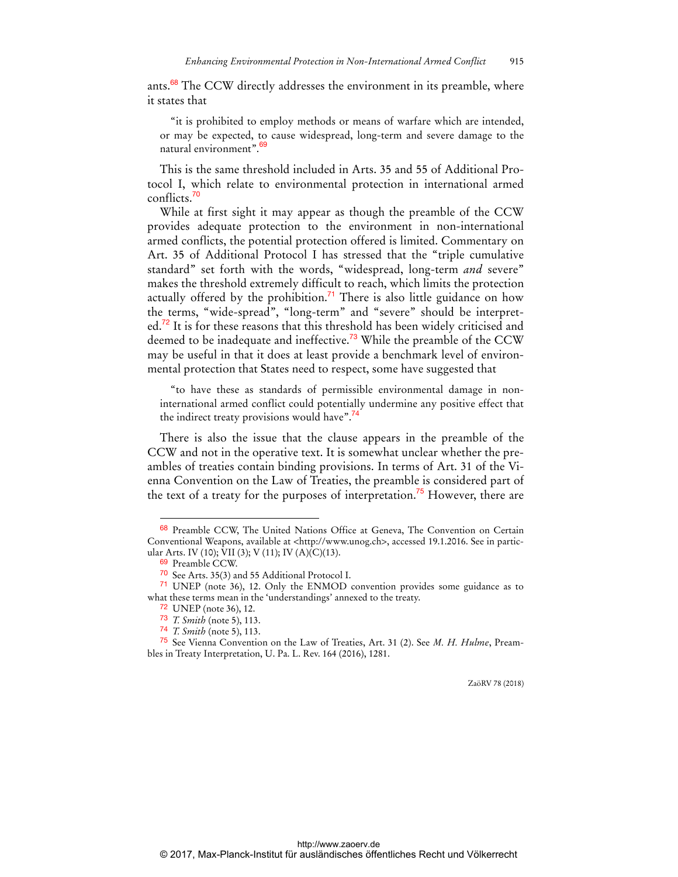ants.[68] The CCW directly addresses the environment in its preamble, where it states that

> "it is prohibited to employ methods or means of warfare which are intended, or may be expected, to cause widespread, long-term and severe damage to the natural environment".[69]

This is the same threshold included in Arts. 35 and 55 of Additional Protocol I, which relate to environmental protection in international armed conflicts.[70]

While at first sight it may appear as though the preamble of the CCW provides adequate protection to the environment in non-international armed conflicts, the potential protection offered is limited. Commentary on Art. 35 of Additional Protocol I has stressed that the "triple cumulative standard" set forth with the words, "widespread, long-term *and* severe" makes the threshold extremely difficult to reach, which limits the protection actually offered by the prohibition.[71] There is also little guidance on how the terms, "wide-spread", "long-term" and "severe" should be interpreted.[72] It is for these reasons that this threshold has been widely criticised and deemed to be inadequate and ineffective.[73] While the preamble of the CCW may be useful in that it does at least provide a benchmark level of environmental protection that States need to respect, some have suggested that

> "to have these as standards of permissible environmental damage in non-international armed conflict could potentially undermine any positive effect that the indirect treaty provisions would have".[74]

There is also the issue that the clause appears in the preamble of the CCW and not in the operative text. It is somewhat unclear whether the preambles of treaties contain binding provisions. In terms of Art. 31 of the Vienna Convention on the Law of Treaties, the preamble is considered part of the text of a treaty for the purposes of interpretation.[75] However, there are

---

[68] Preamble CCW, The United Nations Office at Geneva, The Convention on Certain Conventional Weapons, available at <http://www.unog.ch>, accessed 19.1.2016. See in particular Arts. IV (10); VII (3); V (11); IV (A)(C)(13).

[69] Preamble CCW.

[70] See Arts. 35(3) and 55 Additional Protocol I.

[71] UNEP (note 36), 12. Only the ENMOD convention provides some guidance as to what these terms mean in the 'understandings' annexed to the treaty.

[72] UNEP (note 36), 12.

[73] *T. Smith* (note 5), 113.

[74] *T. Smith* (note 5), 113.

[75] See Vienna Convention on the Law of Treaties, Art. 31 (2). See *M. H. Hulme*, Preambles in Treaty Interpretation, U. Pa. L. Rev. 164 (2016), 1281.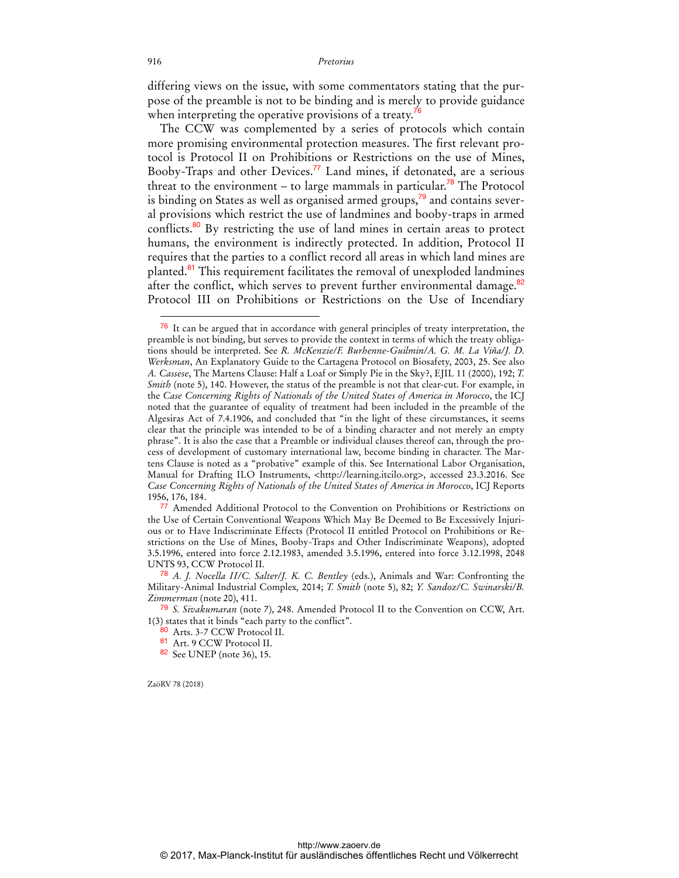differing views on the issue, with some commentators stating that the purpose of the preamble is not to be binding and is merely to provide guidance when interpreting the operative provisions of a treaty.[76]

The CCW was complemented by a series of protocols which contain more promising environmental protection measures. The first relevant protocol is Protocol II on Prohibitions or Restrictions on the use of Mines, Booby-Traps and other Devices.[77] Land mines, if detonated, are a serious threat to the environment – to large mammals in particular.[78] The Protocol is binding on States as well as organised armed groups,[79] and contains several provisions which restrict the use of landmines and booby-traps in armed conflicts.[80] By restricting the use of land mines in certain areas to protect humans, the environment is indirectly protected. In addition, Protocol II requires that the parties to a conflict record all areas in which land mines are planted.[81] This requirement facilitates the removal of unexploded landmines after the conflict, which serves to prevent further environmental damage.[82] Protocol III on Prohibitions or Restrictions on the Use of Incendiary

---

[76] It can be argued that in accordance with general principles of treaty interpretation, the preamble is not binding, but serves to provide the context in terms of which the treaty obligations should be interpreted. See *R. McKenzie/F. Burhenne-Guilmin/A. G. M. La Viña/J. D. Werksman*, An Explanatory Guide to the Cartagena Protocol on Biosafety, 2003, 25. See also *A. Cassese*, The Martens Clause: Half a Loaf or Simply Pie in the Sky?, EJIL 11 (2000), 192; *T. Smith* (note 5), 140. However, the status of the preamble is not that clear-cut. For example, in the *Case Concerning Rights of Nationals of the United States of America in Morocco*, the ICJ noted that the guarantee of equality of treatment had been included in the preamble of the Algesiras Act of 7.4.1906, and concluded that "in the light of these circumstances, it seems clear that the principle was intended to be of a binding character and not merely an empty phrase". It is also the case that a Preamble or individual clauses thereof can, through the process of development of customary international law, become binding in character. The Martens Clause is noted as a "probative" example of this. See International Labor Organisation, Manual for Drafting ILO Instruments, <http://learning.itcilo.org>, accessed 23.3.2016. See *Case Concerning Rights of Nationals of the United States of America in Morocco*, ICJ Reports 1956, 176, 184.

[77] Amended Additional Protocol to the Convention on Prohibitions or Restrictions on the Use of Certain Conventional Weapons Which May Be Deemed to Be Excessively Injurious or to Have Indiscriminate Effects (Protocol II entitled Protocol on Prohibitions or Restrictions on the Use of Mines, Booby-Traps and Other Indiscriminate Weapons), adopted 3.5.1996, entered into force 2.12.1983, amended 3.5.1996, entered into force 3.12.1998, 2048 UNTS 93, CCW Protocol II.

[78] *A. J. Nocella II/C. Salter/J. K. C. Bentley* (eds.), Animals and War: Confronting the Military-Animal Industrial Complex, 2014; *T. Smith* (note 5), 82; *Y. Sandoz/C. Swinarski/B. Zimmerman* (note 20), 411.

[79] *S. Sivakumaran* (note 7), 248. Amended Protocol II to the Convention on CCW, Art. 1(3) states that it binds "each party to the conflict".

[80] Arts. 3-7 CCW Protocol II.

[81] Art. 9 CCW Protocol II.

[82] See UNEP (note 36), 15.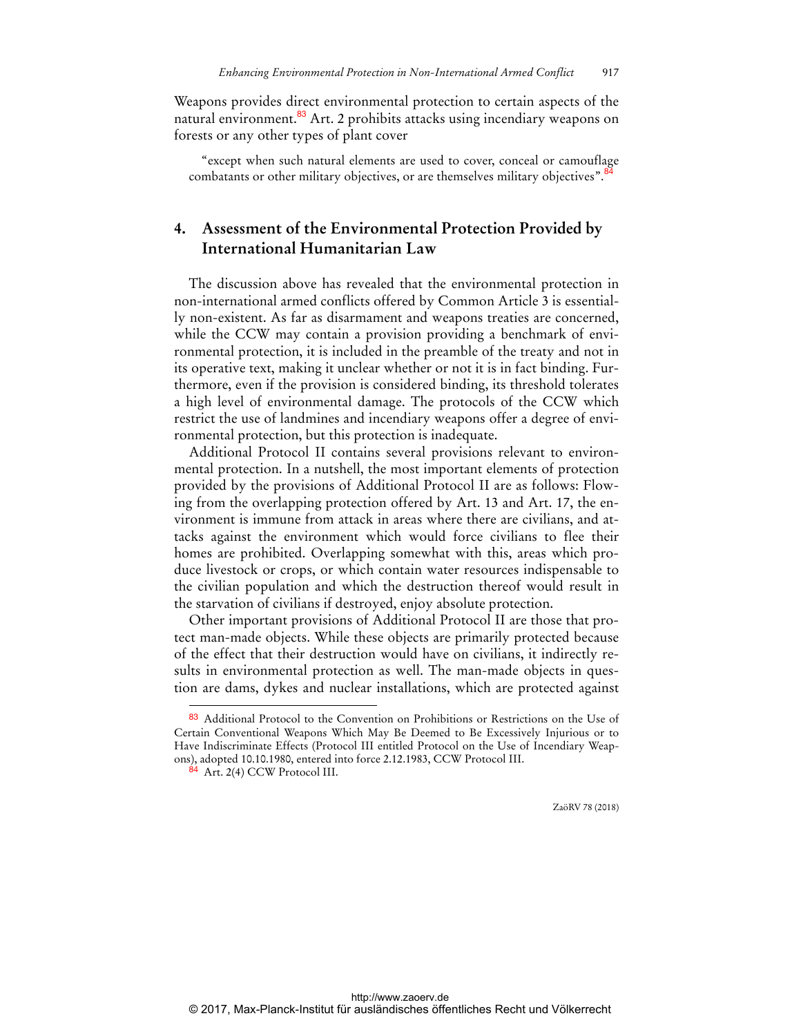Weapons provides direct environmental protection to certain aspects of the natural environment.[83] Art. 2 prohibits attacks using incendiary weapons on forests or any other types of plant cover

> "except when such natural elements are used to cover, conceal or camouflage combatants or other military objectives, or are themselves military objectives".[84]

## 4. Assessment of the Environmental Protection Provided by International Humanitarian Law

The discussion above has revealed that the environmental protection in non-international armed conflicts offered by Common Article 3 is essentially non-existent. As far as disarmament and weapons treaties are concerned, while the CCW may contain a provision providing a benchmark of environmental protection, it is included in the preamble of the treaty and not in its operative text, making it unclear whether or not it is in fact binding. Furthermore, even if the provision is considered binding, its threshold tolerates a high level of environmental damage. The protocols of the CCW which restrict the use of landmines and incendiary weapons offer a degree of environmental protection, but this protection is inadequate.

Additional Protocol II contains several provisions relevant to environmental protection. In a nutshell, the most important elements of protection provided by the provisions of Additional Protocol II are as follows: Flowing from the overlapping protection offered by Art. 13 and Art. 17, the environment is immune from attack in areas where there are civilians, and attacks against the environment which would force civilians to flee their homes are prohibited. Overlapping somewhat with this, areas which produce livestock or crops, or which contain water resources indispensable to the civilian population and which the destruction thereof would result in the starvation of civilians if destroyed, enjoy absolute protection.

Other important provisions of Additional Protocol II are those that protect man-made objects. While these objects are primarily protected because of the effect that their destruction would have on civilians, it indirectly results in environmental protection as well. The man-made objects in question are dams, dykes and nuclear installations, which are protected against

---

[83] Additional Protocol to the Convention on Prohibitions or Restrictions on the Use of Certain Conventional Weapons Which May Be Deemed to Be Excessively Injurious or to Have Indiscriminate Effects (Protocol III entitled Protocol on the Use of Incendiary Weapons), adopted 10.10.1980, entered into force 2.12.1983, CCW Protocol III.

[84] Art. 2(4) CCW Protocol III.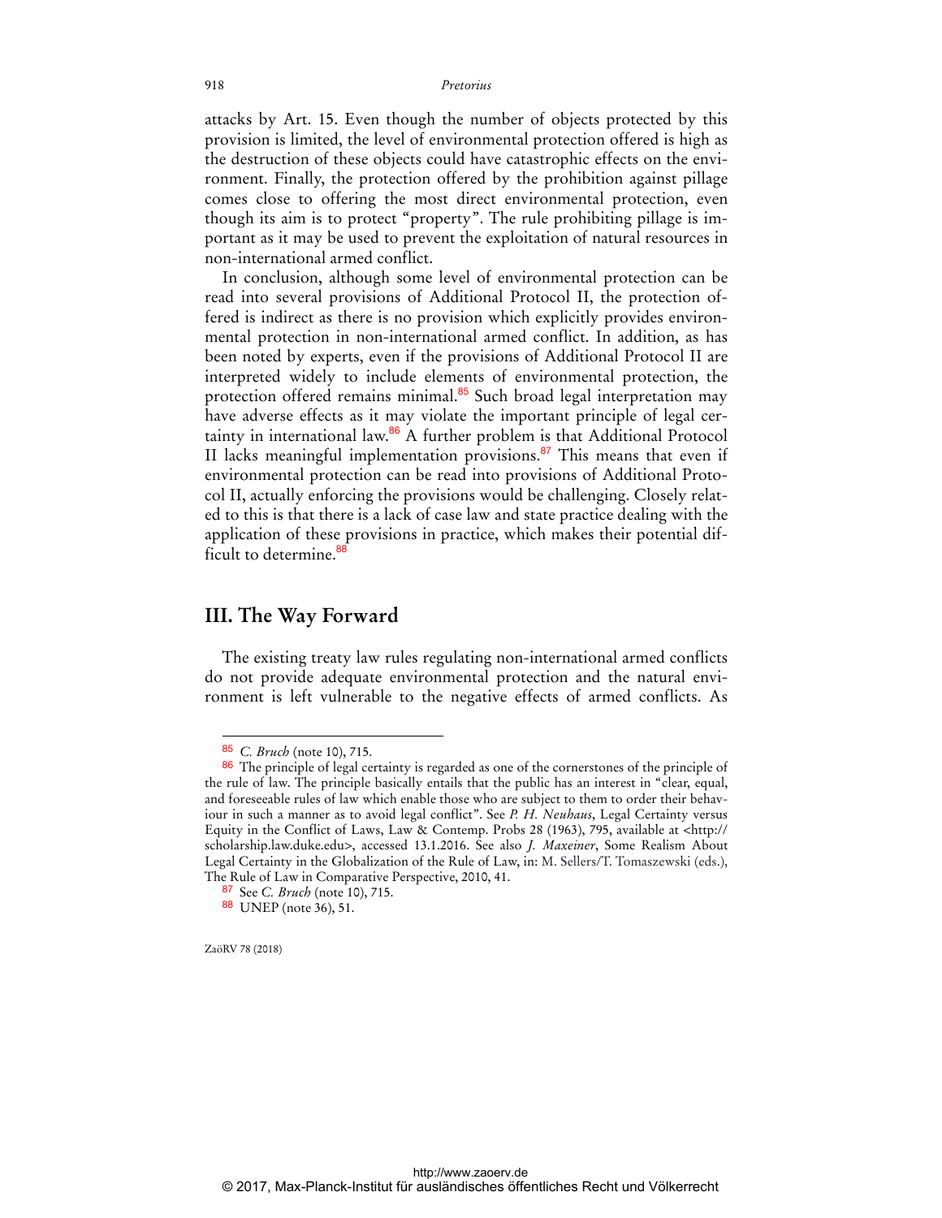attacks by Art. 15. Even though the number of objects protected by this provision is limited, the level of environmental protection offered is high as the destruction of these objects could have catastrophic effects on the environment. Finally, the protection offered by the prohibition against pillage comes close to offering the most direct environmental protection, even though its aim is to protect "property". The rule prohibiting pillage is important as it may be used to prevent the exploitation of natural resources in non-international armed conflict.

In conclusion, although some level of environmental protection can be read into several provisions of Additional Protocol II, the protection offered is indirect as there is no provision which explicitly provides environmental protection in non-international armed conflict. In addition, as has been noted by experts, even if the provisions of Additional Protocol II are interpreted widely to include elements of environmental protection, the protection offered remains minimal.[85] Such broad legal interpretation may have adverse effects as it may violate the important principle of legal certainty in international law.[86] A further problem is that Additional Protocol II lacks meaningful implementation provisions.[87] This means that even if environmental protection can be read into provisions of Additional Protocol II, actually enforcing the provisions would be challenging. Closely related to this is that there is a lack of case law and state practice dealing with the application of these provisions in practice, which makes their potential difficult to determine.[88]

## III. The Way Forward

The existing treaty law rules regulating non-international armed conflicts do not provide adequate environmental protection and the natural environment is left vulnerable to the negative effects of armed conflicts. As

---

[85] *C. Bruch* (note 10), 715.

[86] The principle of legal certainty is regarded as one of the cornerstones of the principle of the rule of law. The principle basically entails that the public has an interest in "clear, equal, and foreseeable rules of law which enable those who are subject to them to order their behaviour in such a manner as to avoid legal conflict". See *P. H. Neuhaus*, Legal Certainty versus Equity in the Conflict of Laws, Law & Contemp. Probs 28 (1963), 795, available at <http://scholarship.law.duke.edu>, accessed 13.1.2016. See also *J. Maxeiner*, Some Realism About Legal Certainty in the Globalization of the Rule of Law, in: M. Sellers/T. Tomaszewski (eds.), The Rule of Law in Comparative Perspective, 2010, 41.

[87] See *C. Bruch* (note 10), 715.

[88] UNEP (note 36), 51.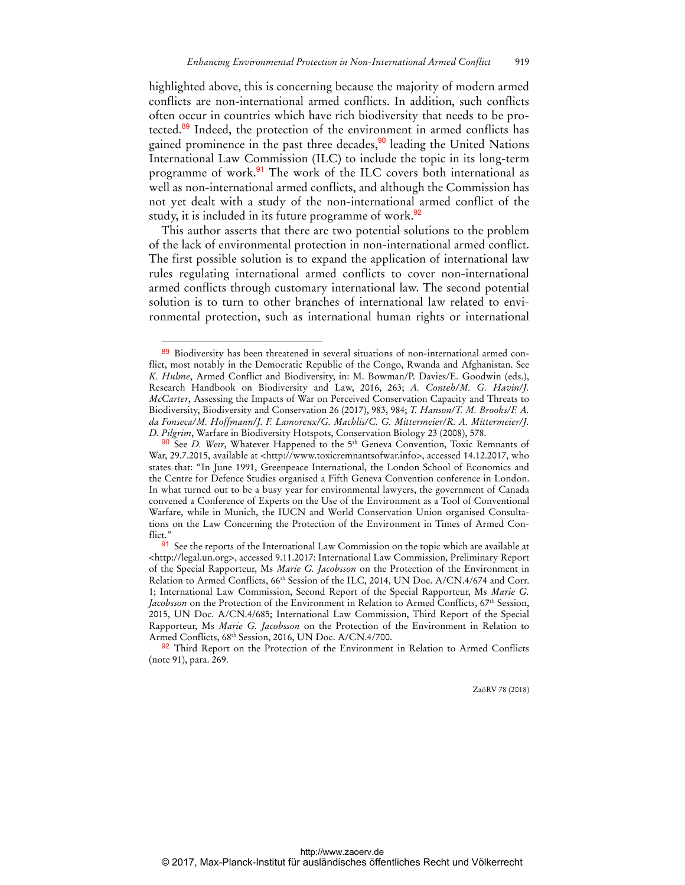highlighted above, this is concerning because the majority of modern armed conflicts are non-international armed conflicts. In addition, such conflicts often occur in countries which have rich biodiversity that needs to be protected.[89] Indeed, the protection of the environment in armed conflicts has gained prominence in the past three decades,[90] leading the United Nations International Law Commission (ILC) to include the topic in its long-term programme of work.[91] The work of the ILC covers both international as well as non-international armed conflicts, and although the Commission has not yet dealt with a study of the non-international armed conflict of the study, it is included in its future programme of work.[92]

This author asserts that there are two potential solutions to the problem of the lack of environmental protection in non-international armed conflict. The first possible solution is to expand the application of international law rules regulating international armed conflicts to cover non-international armed conflicts through customary international law. The second potential solution is to turn to other branches of international law related to environmental protection, such as international human rights or international

---

[89] Biodiversity has been threatened in several situations of non-international armed conflict, most notably in the Democratic Republic of the Congo, Rwanda and Afghanistan. See *K. Hulme*, Armed Conflict and Biodiversity, in: M. Bowman/P. Davies/E. Goodwin (eds.), Research Handbook on Biodiversity and Law, 2016, 263; *A. Conteh/M. G. Havin/J. McCarter*, Assessing the Impacts of War on Perceived Conservation Capacity and Threats to Biodiversity, Biodiversity and Conservation 26 (2017), 983, 984; *T. Hanson/T. M. Brooks/F. A. da Fonseca/M. Hoffmann/J. F. Lamoreux/G. Machlis/C. G. Mittermeier/R. A. Mittermeier/J. D. Pilgrim*, Warfare in Biodiversity Hotspots, Conservation Biology 23 (2008), 578.

[90] See *D. Weir*, Whatever Happened to the 5th Geneva Convention, Toxic Remnants of War, 29.7.2015, available at <http://www.toxicremnantsofwar.info>, accessed 14.12.2017, who states that: "In June 1991, Greenpeace International, the London School of Economics and the Centre for Defence Studies organised a Fifth Geneva Convention conference in London. In what turned out to be a busy year for environmental lawyers, the government of Canada convened a Conference of Experts on the Use of the Environment as a Tool of Conventional Warfare, while in Munich, the IUCN and World Conservation Union organised Consultations on the Law Concerning the Protection of the Environment in Times of Armed Conflict."

[91] See the reports of the International Law Commission on the topic which are available at <http://legal.un.org>, accessed 9.11.2017: International Law Commission, Preliminary Report of the Special Rapporteur, Ms *Marie G. Jacobsson* on the Protection of the Environment in Relation to Armed Conflicts, 66th Session of the ILC, 2014, UN Doc. A/CN.4/674 and Corr. 1; International Law Commission, Second Report of the Special Rapporteur, Ms *Marie G. Jacobsson* on the Protection of the Environment in Relation to Armed Conflicts, 67th Session, 2015, UN Doc. A/CN.4/685; International Law Commission, Third Report of the Special Rapporteur, Ms *Marie G. Jacobsson* on the Protection of the Environment in Relation to Armed Conflicts, 68th Session, 2016, UN Doc. A/CN.4/700.

[92] Third Report on the Protection of the Environment in Relation to Armed Conflicts (note 91), para. 269.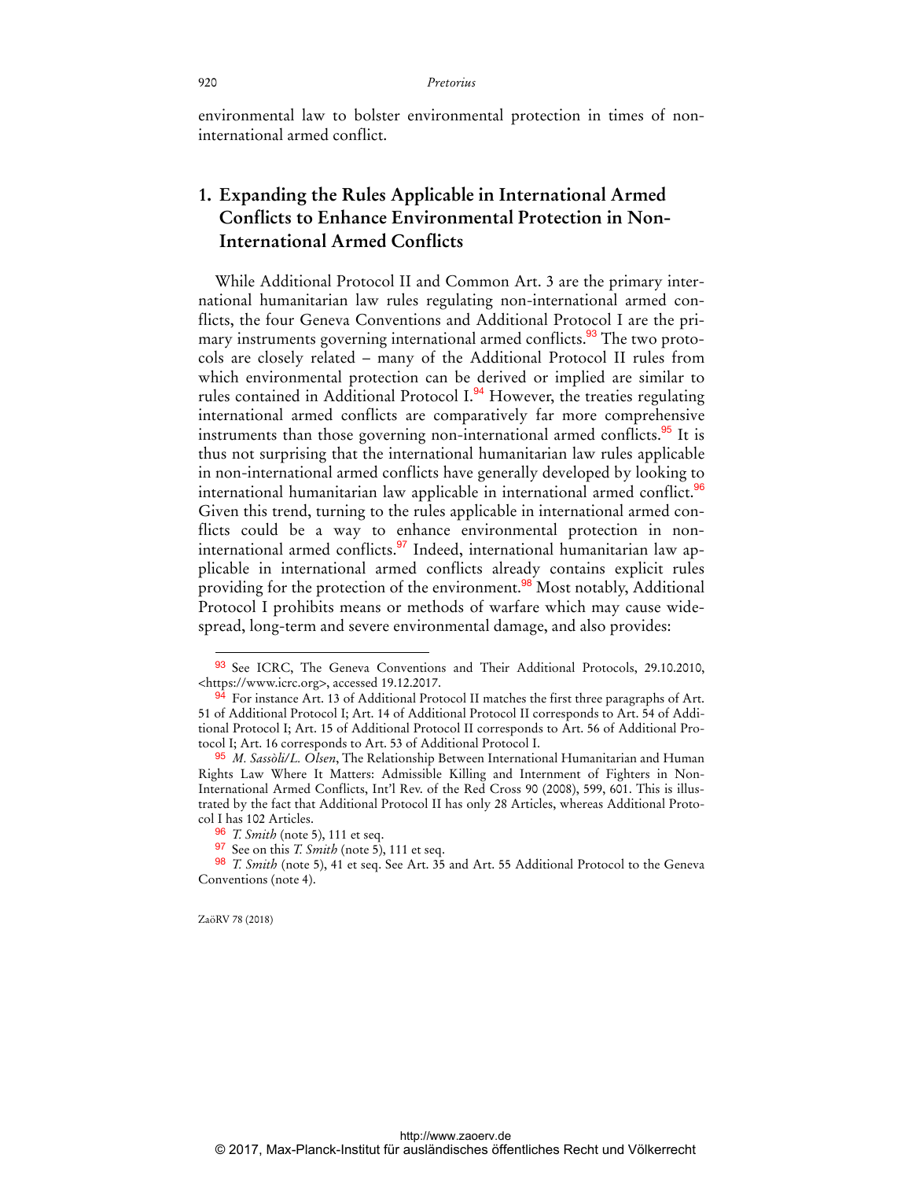environmental law to bolster environmental protection in times of non-international armed conflict.

## 1. Expanding the Rules Applicable in International Armed Conflicts to Enhance Environmental Protection in Non-International Armed Conflicts

While Additional Protocol II and Common Art. 3 are the primary international humanitarian law rules regulating non-international armed conflicts, the four Geneva Conventions and Additional Protocol I are the primary instruments governing international armed conflicts.[93] The two protocols are closely related – many of the Additional Protocol II rules from which environmental protection can be derived or implied are similar to rules contained in Additional Protocol I.[94] However, the treaties regulating international armed conflicts are comparatively far more comprehensive instruments than those governing non-international armed conflicts.[95] It is thus not surprising that the international humanitarian law rules applicable in non-international armed conflicts have generally developed by looking to international humanitarian law applicable in international armed conflict.[96] Given this trend, turning to the rules applicable in international armed conflicts could be a way to enhance environmental protection in non-international armed conflicts.[97] Indeed, international humanitarian law applicable in international armed conflicts already contains explicit rules providing for the protection of the environment.[98] Most notably, Additional Protocol I prohibits means or methods of warfare which may cause widespread, long-term and severe environmental damage, and also provides:

---

[93] See ICRC, The Geneva Conventions and Their Additional Protocols, 29.10.2010, <https://www.icrc.org>, accessed 19.12.2017.

[94] For instance Art. 13 of Additional Protocol II matches the first three paragraphs of Art. 51 of Additional Protocol I; Art. 14 of Additional Protocol II corresponds to Art. 54 of Additional Protocol I; Art. 15 of Additional Protocol II corresponds to Art. 56 of Additional Protocol I; Art. 16 corresponds to Art. 53 of Additional Protocol I.

[95] *M. Sassòli/L. Olsen*, The Relationship Between International Humanitarian and Human Rights Law Where It Matters: Admissible Killing and Internment of Fighters in Non-International Armed Conflicts, Int'l Rev. of the Red Cross 90 (2008), 599, 601. This is illustrated by the fact that Additional Protocol II has only 28 Articles, whereas Additional Protocol I has 102 Articles.

[96] *T. Smith* (note 5), 111 et seq.

[97] See on this *T. Smith* (note 5), 111 et seq.

[98] *T. Smith* (note 5), 41 et seq. See Art. 35 and Art. 55 Additional Protocol to the Geneva Conventions (note 4).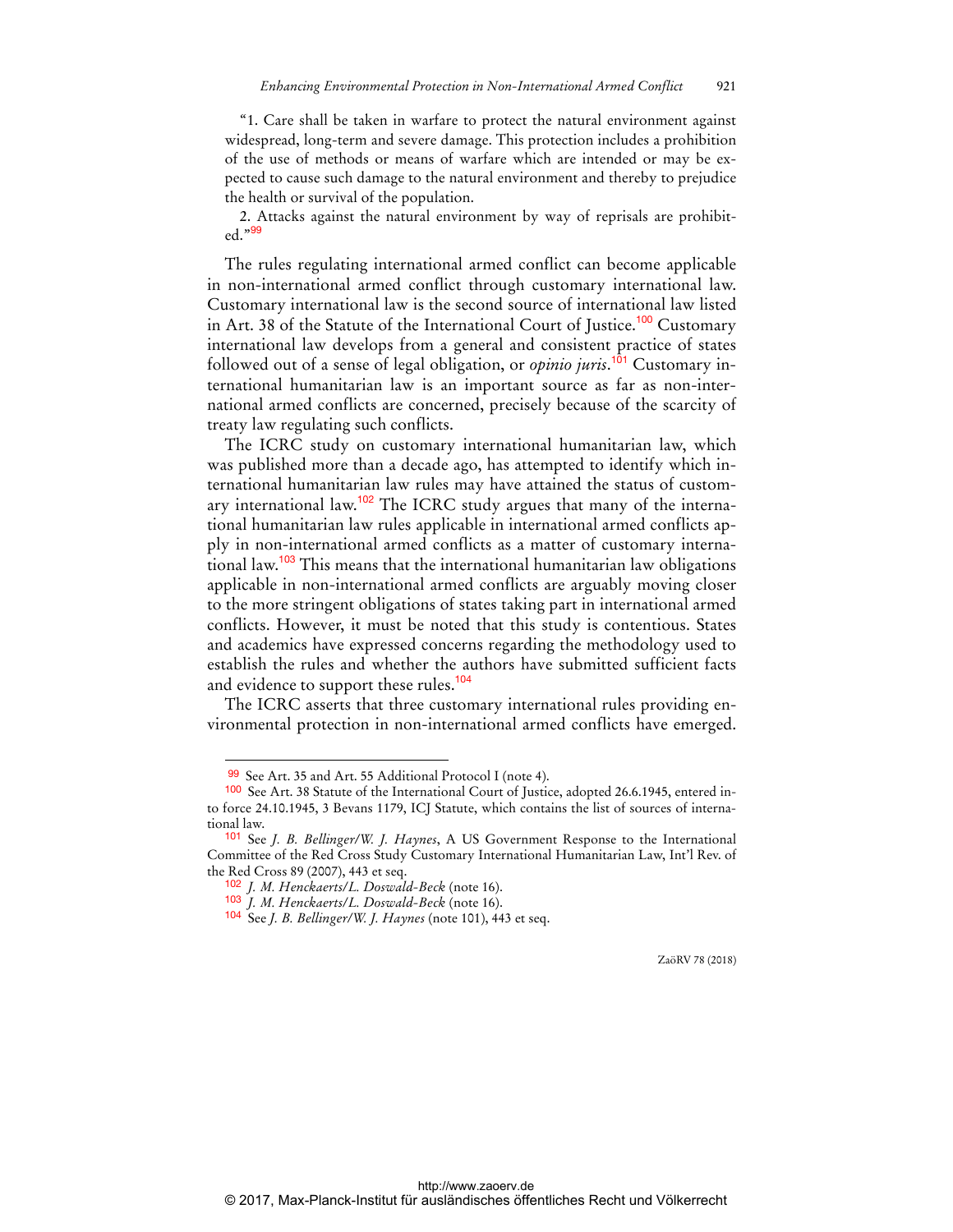"1. Care shall be taken in warfare to protect the natural environment against widespread, long-term and severe damage. This protection includes a prohibition of the use of methods or means of warfare which are intended or may be expected to cause such damage to the natural environment and thereby to prejudice the health or survival of the population.

2. Attacks against the natural environment by way of reprisals are prohibited."[99]

The rules regulating international armed conflict can become applicable in non-international armed conflict through customary international law. Customary international law is the second source of international law listed in Art. 38 of the Statute of the International Court of Justice.[100] Customary international law develops from a general and consistent practice of states followed out of a sense of legal obligation, or *opinio juris*.[101] Customary international humanitarian law is an important source as far as non-international armed conflicts are concerned, precisely because of the scarcity of treaty law regulating such conflicts.

The ICRC study on customary international humanitarian law, which was published more than a decade ago, has attempted to identify which international humanitarian law rules may have attained the status of customary international law.[102] The ICRC study argues that many of the international humanitarian law rules applicable in international armed conflicts apply in non-international armed conflicts as a matter of customary international law.[103] This means that the international humanitarian law obligations applicable in non-international armed conflicts are arguably moving closer to the more stringent obligations of states taking part in international armed conflicts. However, it must be noted that this study is contentious. States and academics have expressed concerns regarding the methodology used to establish the rules and whether the authors have submitted sufficient facts and evidence to support these rules.[104]

The ICRC asserts that three customary international rules providing environmental protection in non-international armed conflicts have emerged.

---

[99] See Art. 35 and Art. 55 Additional Protocol I (note 4).

[100] See Art. 38 Statute of the International Court of Justice, adopted 26.6.1945, entered into force 24.10.1945, 3 Bevans 1179, ICJ Statute, which contains the list of sources of international law.

[101] See *J. B. Bellinger/W. J. Haynes*, A US Government Response to the International Committee of the Red Cross Study Customary International Humanitarian Law, Int'l Rev. of the Red Cross 89 (2007), 443 et seq.

[102] *J. M. Henckaerts/L. Doswald-Beck* (note 16).

[103] *J. M. Henckaerts/L. Doswald-Beck* (note 16).

[104] See *J. B. Bellinger/W. J. Haynes* (note 101), 443 et seq.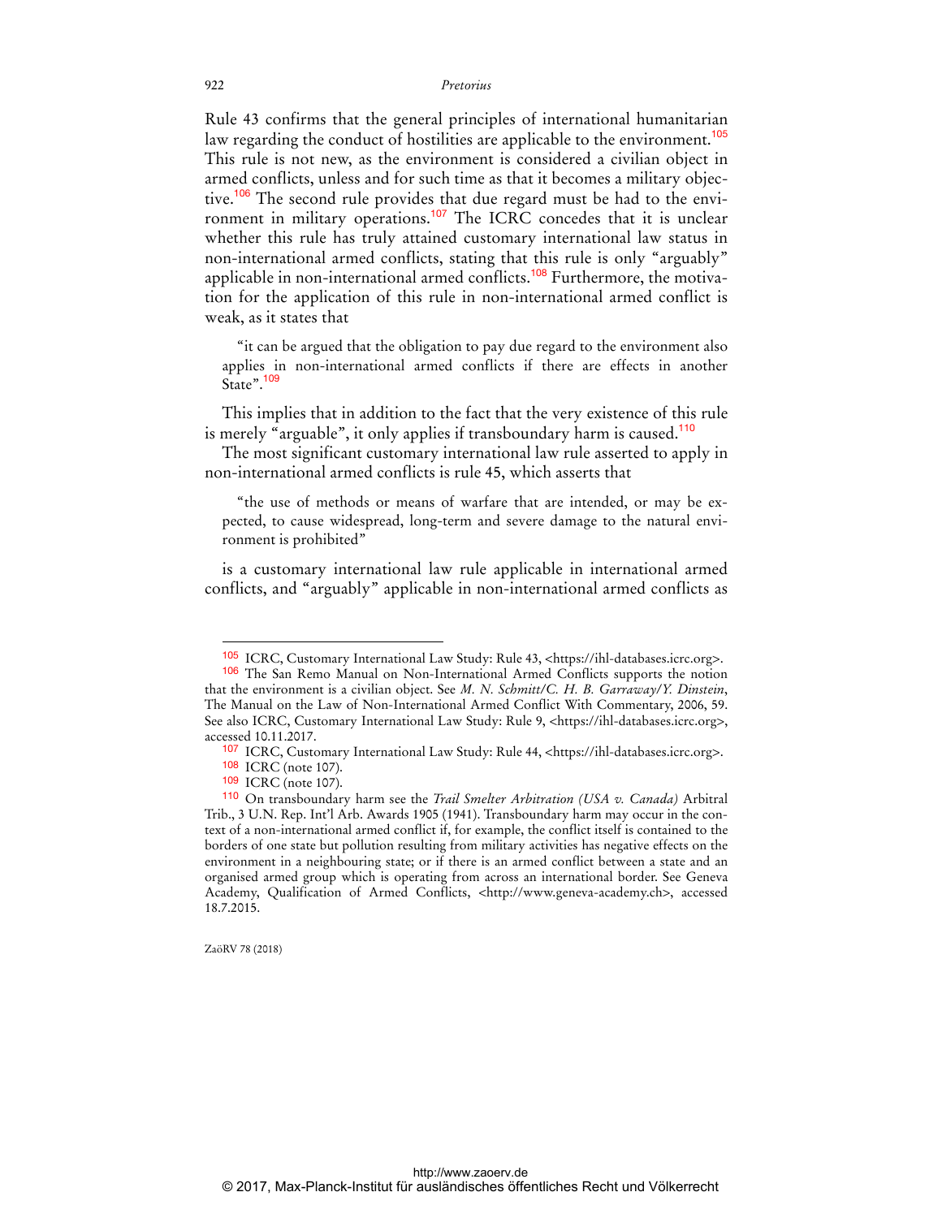Rule 43 confirms that the general principles of international humanitarian law regarding the conduct of hostilities are applicable to the environment.[105] This rule is not new, as the environment is considered a civilian object in armed conflicts, unless and for such time as that it becomes a military objective.[106] The second rule provides that due regard must be had to the environment in military operations.[107] The ICRC concedes that it is unclear whether this rule has truly attained customary international law status in non-international armed conflicts, stating that this rule is only "arguably" applicable in non-international armed conflicts.[108] Furthermore, the motivation for the application of this rule in non-international armed conflict is weak, as it states that

> "it can be argued that the obligation to pay due regard to the environment also applies in non-international armed conflicts if there are effects in another State".[109]

This implies that in addition to the fact that the very existence of this rule is merely "arguable", it only applies if transboundary harm is caused.[110]

The most significant customary international law rule asserted to apply in non-international armed conflicts is rule 45, which asserts that

> "the use of methods or means of warfare that are intended, or may be expected, to cause widespread, long-term and severe damage to the natural environment is prohibited"

is a customary international law rule applicable in international armed conflicts, and "arguably" applicable in non-international armed conflicts as

---

[105] ICRC, Customary International Law Study: Rule 43, <https://ihl-databases.icrc.org>.

[106] The San Remo Manual on Non-International Armed Conflicts supports the notion that the environment is a civilian object. See *M. N. Schmitt/C. H. B. Garraway/Y. Dinstein*, The Manual on the Law of Non-International Armed Conflict With Commentary, 2006, 59. See also ICRC, Customary International Law Study: Rule 9, <https://ihl-databases.icrc.org>, accessed 10.11.2017.

[107] ICRC, Customary International Law Study: Rule 44, <https://ihl-databases.icrc.org>.

[108] ICRC (note 107).

[109] ICRC (note 107).

[110] On transboundary harm see the *Trail Smelter Arbitration (USA v. Canada)* Arbitral Trib., 3 U.N. Rep. Int'l Arb. Awards 1905 (1941). Transboundary harm may occur in the context of a non-international armed conflict if, for example, the conflict itself is contained to the borders of one state but pollution resulting from military activities has negative effects on the environment in a neighbouring state; or if there is an armed conflict between a state and an organised armed group which is operating from across an international border. See Geneva Academy, Qualification of Armed Conflicts, <http://www.geneva-academy.ch>, accessed 18.7.2015.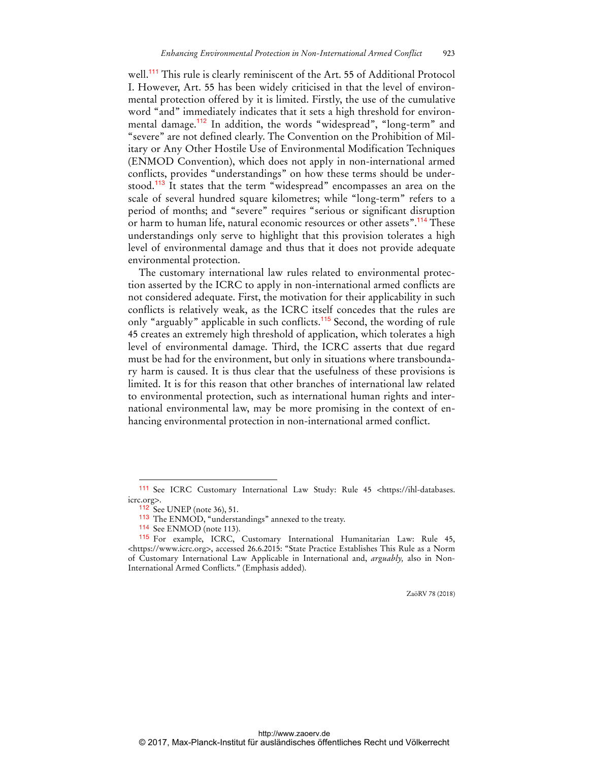well.[111] This rule is clearly reminiscent of the Art. 55 of Additional Protocol I. However, Art. 55 has been widely criticised in that the level of environmental protection offered by it is limited. Firstly, the use of the cumulative word "and" immediately indicates that it sets a high threshold for environmental damage.[112] In addition, the words "widespread", "long-term" and "severe" are not defined clearly. The Convention on the Prohibition of Military or Any Other Hostile Use of Environmental Modification Techniques (ENMOD Convention), which does not apply in non-international armed conflicts, provides "understandings" on how these terms should be understood.[113] It states that the term "widespread" encompasses an area on the scale of several hundred square kilometres; while "long-term" refers to a period of months; and "severe" requires "serious or significant disruption or harm to human life, natural economic resources or other assets".[114] These understandings only serve to highlight that this provision tolerates a high level of environmental damage and thus that it does not provide adequate environmental protection.

The customary international law rules related to environmental protection asserted by the ICRC to apply in non-international armed conflicts are not considered adequate. First, the motivation for their applicability in such conflicts is relatively weak, as the ICRC itself concedes that the rules are only "arguably" applicable in such conflicts.[115] Second, the wording of rule 45 creates an extremely high threshold of application, which tolerates a high level of environmental damage. Third, the ICRC asserts that due regard must be had for the environment, but only in situations where transboundary harm is caused. It is thus clear that the usefulness of these provisions is limited. It is for this reason that other branches of international law related to environmental protection, such as international human rights and international environmental law, may be more promising in the context of enhancing environmental protection in non-international armed conflict.

---

[111] See ICRC Customary International Law Study: Rule 45 <https://ihl-databases.icrc.org>.

[112] See UNEP (note 36), 51.

[113] The ENMOD, "understandings" annexed to the treaty.

[114] See ENMOD (note 113).

[115] For example, ICRC, Customary International Humanitarian Law: Rule 45, <https://www.icrc.org>, accessed 26.6.2015: "State Practice Establishes This Rule as a Norm of Customary International Law Applicable in International and, *arguably,* also in Non-International Armed Conflicts." (Emphasis added).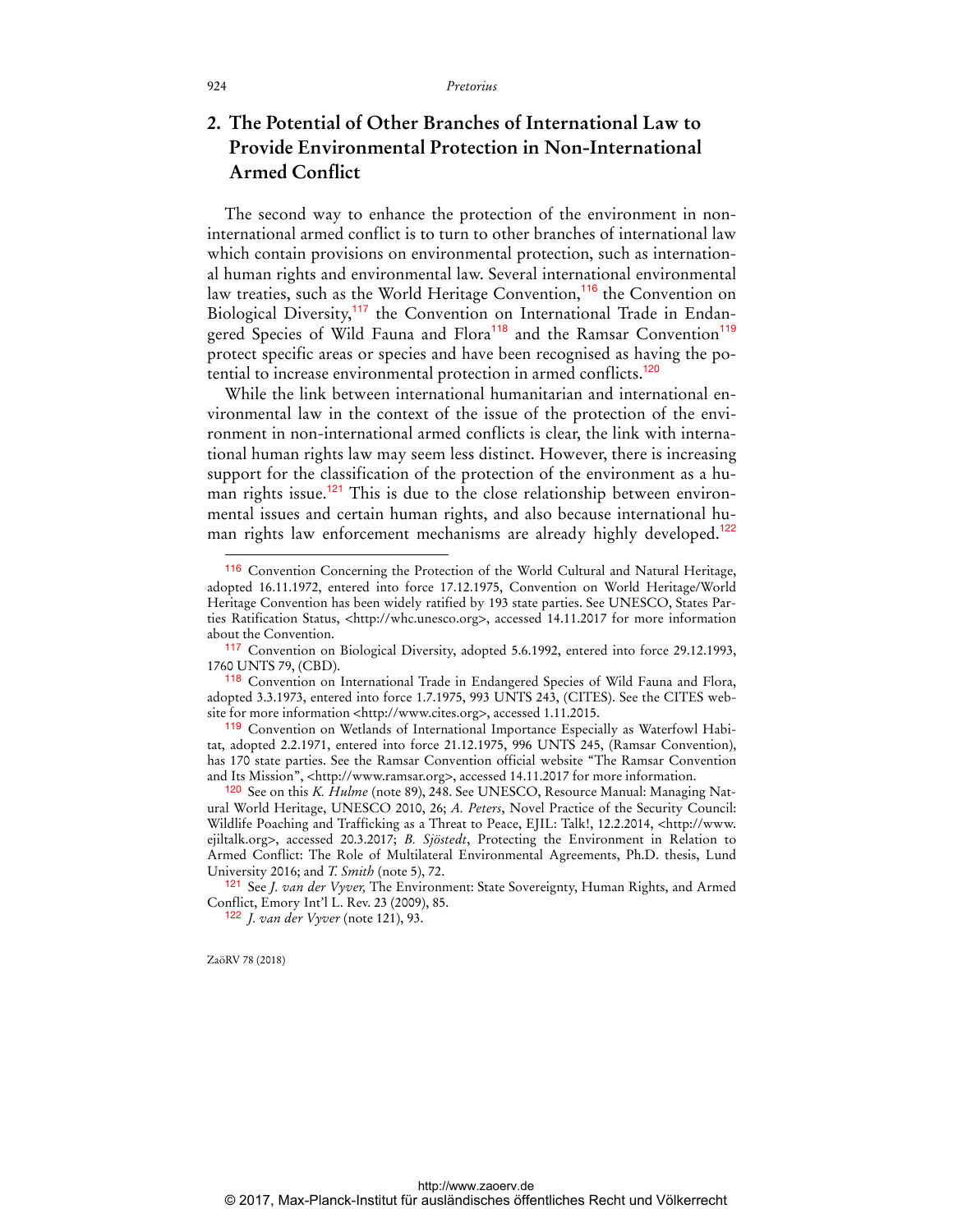## 2. The Potential of Other Branches of International Law to Provide Environmental Protection in Non-International Armed Conflict

The second way to enhance the protection of the environment in non-international armed conflict is to turn to other branches of international law which contain provisions on environmental protection, such as international human rights and environmental law. Several international environmental law treaties, such as the World Heritage Convention,[116] the Convention on Biological Diversity,[117] the Convention on International Trade in Endangered Species of Wild Fauna and Flora[118] and the Ramsar Convention[119] protect specific areas or species and have been recognised as having the potential to increase environmental protection in armed conflicts.[120]

While the link between international humanitarian and international environmental law in the context of the issue of the protection of the environment in non-international armed conflicts is clear, the link with international human rights law may seem less distinct. However, there is increasing support for the classification of the protection of the environment as a human rights issue.[121] This is due to the close relationship between environmental issues and certain human rights, and also because international human rights law enforcement mechanisms are already highly developed.[122]

---

[116] Convention Concerning the Protection of the World Cultural and Natural Heritage, adopted 16.11.1972, entered into force 17.12.1975, Convention on World Heritage/World Heritage Convention has been widely ratified by 193 state parties. See UNESCO, States Parties Ratification Status, <http://whc.unesco.org>, accessed 14.11.2017 for more information about the Convention.

[117] Convention on Biological Diversity, adopted 5.6.1992, entered into force 29.12.1993, 1760 UNTS 79, (CBD).

[118] Convention on International Trade in Endangered Species of Wild Fauna and Flora, adopted 3.3.1973, entered into force 1.7.1975, 993 UNTS 243, (CITES). See the CITES website for more information <http://www.cites.org>, accessed 1.11.2015.

[119] Convention on Wetlands of International Importance Especially as Waterfowl Habitat, adopted 2.2.1971, entered into force 21.12.1975, 996 UNTS 245, (Ramsar Convention), has 170 state parties. See the Ramsar Convention official website "The Ramsar Convention and Its Mission", <http://www.ramsar.org>, accessed 14.11.2017 for more information.

[120] See on this *K. Hulme* (note 89), 248. See UNESCO, Resource Manual: Managing Natural World Heritage, UNESCO 2010, 26; *A. Peters*, Novel Practice of the Security Council: Wildlife Poaching and Trafficking as a Threat to Peace, EJIL: Talk!, 12.2.2014, <http://www.ejiltalk.org>, accessed 20.3.2017; *B. Sjöstedt*, Protecting the Environment in Relation to Armed Conflict: The Role of Multilateral Environmental Agreements, Ph.D. thesis, Lund University 2016; and *T. Smith* (note 5), 72.

[121] See *J. van der Vyver,* The Environment: State Sovereignty, Human Rights, and Armed Conflict, Emory Int'l L. Rev. 23 (2009), 85.

[122] *J. van der Vyver* (note 121), 93.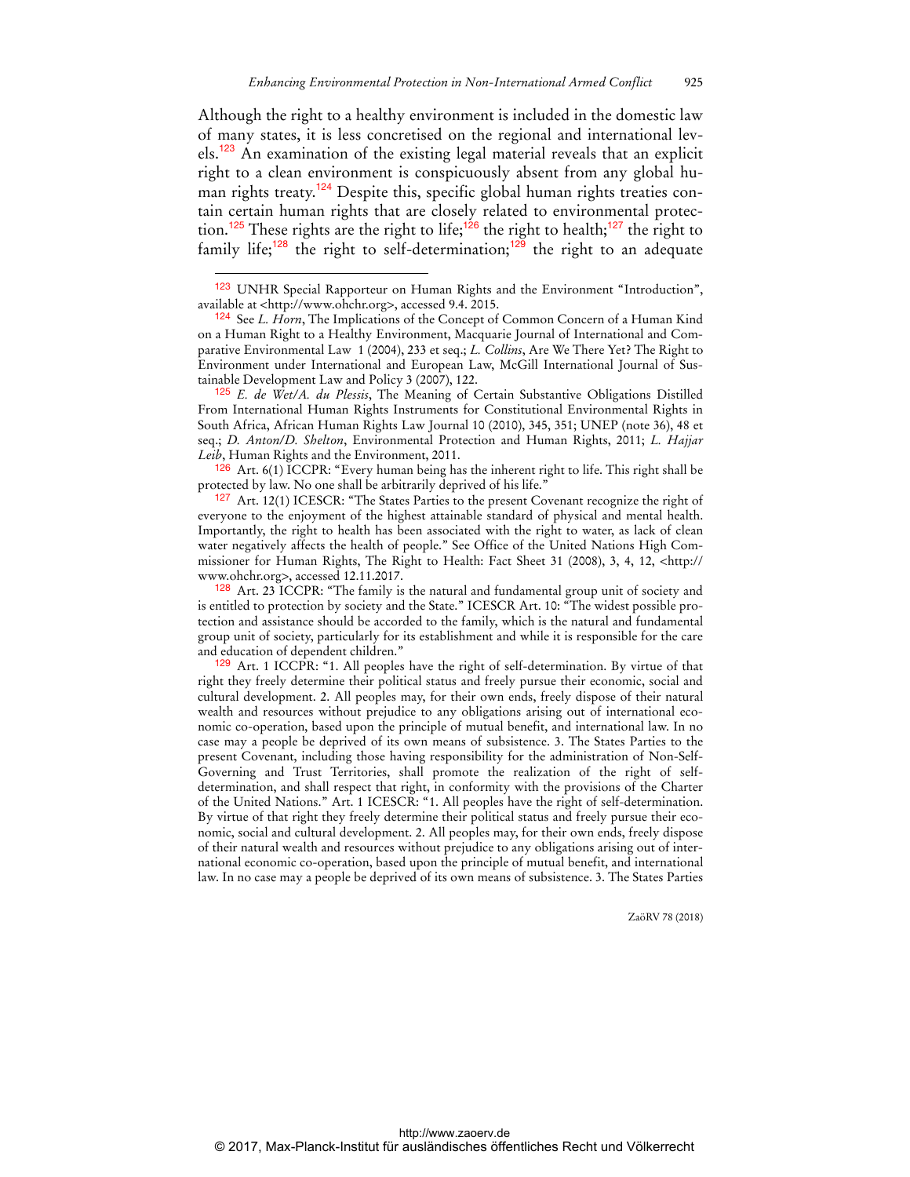Although the right to a healthy environment is included in the domestic law of many states, it is less concretised on the regional and international levels.[123] An examination of the existing legal material reveals that an explicit right to a clean environment is conspicuously absent from any global human rights treaty.[124] Despite this, specific global human rights treaties contain certain human rights that are closely related to environmental protection.[125] These rights are the right to life;[126] the right to health;[127] the right to family life;[128] the right to self-determination;[129] the right to an adequate

---

[123] UNHR Special Rapporteur on Human Rights and the Environment "Introduction", available at <http://www.ohchr.org>, accessed 9.4. 2015.

[124] See *L. Horn*, The Implications of the Concept of Common Concern of a Human Kind on a Human Right to a Healthy Environment, Macquarie Journal of International and Comparative Environmental Law 1 (2004), 233 et seq.; *L. Collins*, Are We There Yet? The Right to Environment under International and European Law, McGill International Journal of Sustainable Development Law and Policy 3 (2007), 122.

[125] *E. de Wet/A. du Plessis*, The Meaning of Certain Substantive Obligations Distilled From International Human Rights Instruments for Constitutional Environmental Rights in South Africa, African Human Rights Law Journal 10 (2010), 345, 351; UNEP (note 36), 48 et seq.; *D. Anton/D. Shelton*, Environmental Protection and Human Rights, 2011; *L. Hajjar Leib*, Human Rights and the Environment, 2011.

[126] Art. 6(1) ICCPR: "Every human being has the inherent right to life. This right shall be protected by law. No one shall be arbitrarily deprived of his life."

[127] Art. 12(1) ICESCR: "The States Parties to the present Covenant recognize the right of everyone to the enjoyment of the highest attainable standard of physical and mental health. Importantly, the right to health has been associated with the right to water, as lack of clean water negatively affects the health of people." See Office of the United Nations High Commissioner for Human Rights, The Right to Health: Fact Sheet 31 (2008), 3, 4, 12, <http://www.ohchr.org>, accessed 12.11.2017.

[128] Art. 23 ICCPR: "The family is the natural and fundamental group unit of society and is entitled to protection by society and the State." ICESCR Art. 10: "The widest possible protection and assistance should be accorded to the family, which is the natural and fundamental group unit of society, particularly for its establishment and while it is responsible for the care and education of dependent children."

[129] Art. 1 ICCPR: "1. All peoples have the right of self-determination. By virtue of that right they freely determine their political status and freely pursue their economic, social and cultural development. 2. All peoples may, for their own ends, freely dispose of their natural wealth and resources without prejudice to any obligations arising out of international economic co-operation, based upon the principle of mutual benefit, and international law. In no case may a people be deprived of its own means of subsistence. 3. The States Parties to the present Covenant, including those having responsibility for the administration of Non-Self-Governing and Trust Territories, shall promote the realization of the right of self-determination, and shall respect that right, in conformity with the provisions of the Charter of the United Nations." Art. 1 ICESCR: "1. All peoples have the right of self-determination. By virtue of that right they freely determine their political status and freely pursue their economic, social and cultural development. 2. All peoples may, for their own ends, freely dispose of their natural wealth and resources without prejudice to any obligations arising out of international economic co-operation, based upon the principle of mutual benefit, and international law. In no case may a people be deprived of its own means of subsistence. 3. The States Parties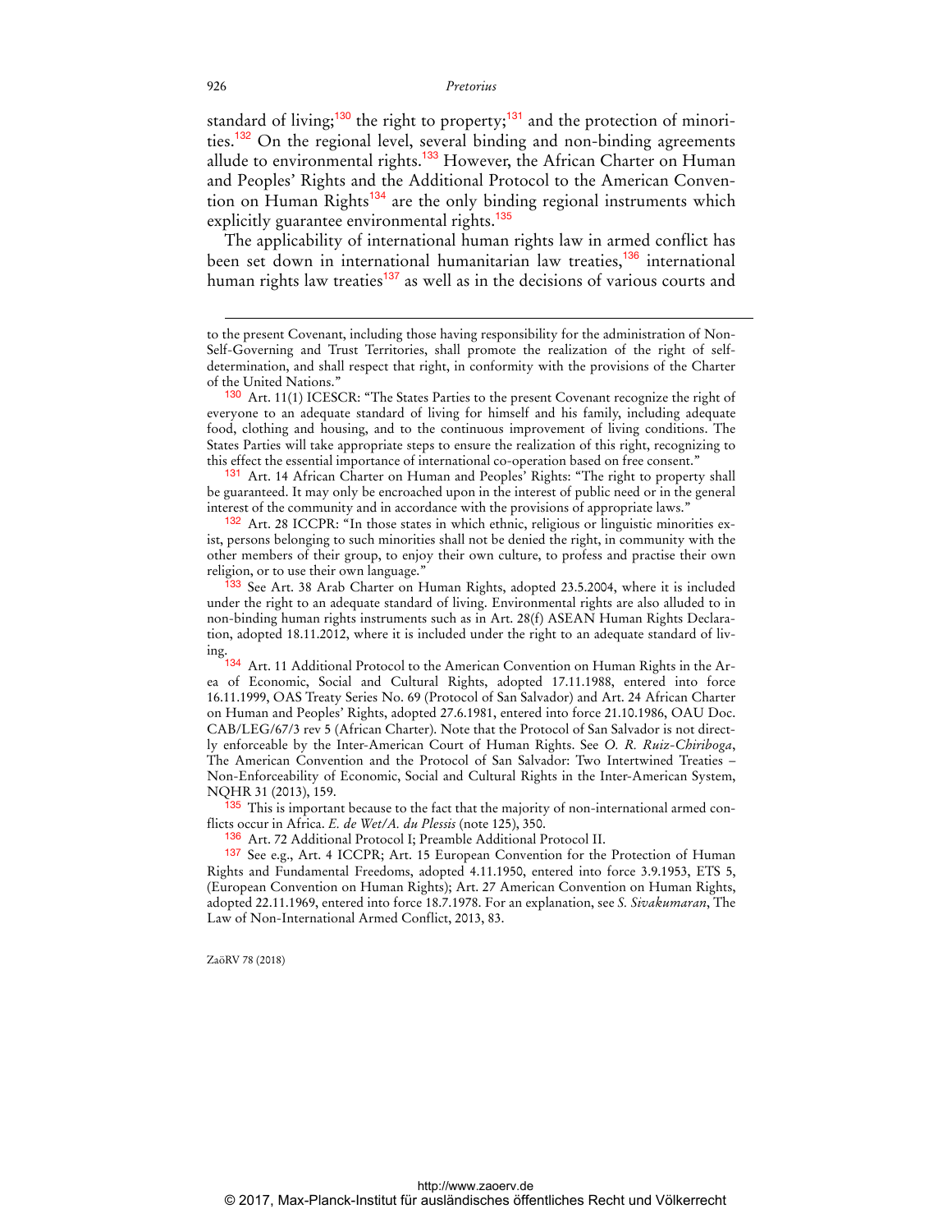standard of living;[130] the right to property;[131] and the protection of minorities.[132] On the regional level, several binding and non-binding agreements allude to environmental rights.[133] However, the African Charter on Human and Peoples' Rights and the Additional Protocol to the American Convention on Human Rights[134] are the only binding regional instruments which explicitly guarantee environmental rights.[135]

The applicability of international human rights law in armed conflict has been set down in international humanitarian law treaties,[136] international human rights law treaties[137] as well as in the decisions of various courts and

---

to the present Covenant, including those having responsibility for the administration of Non-Self-Governing and Trust Territories, shall promote the realization of the right of self-determination, and shall respect that right, in conformity with the provisions of the Charter of the United Nations."

[130] Art. 11(1) ICESCR: "The States Parties to the present Covenant recognize the right of everyone to an adequate standard of living for himself and his family, including adequate food, clothing and housing, and to the continuous improvement of living conditions. The States Parties will take appropriate steps to ensure the realization of this right, recognizing to this effect the essential importance of international co-operation based on free consent."

[131] Art. 14 African Charter on Human and Peoples' Rights: "The right to property shall be guaranteed. It may only be encroached upon in the interest of public need or in the general interest of the community and in accordance with the provisions of appropriate laws."

[132] Art. 28 ICCPR: "In those states in which ethnic, religious or linguistic minorities exist, persons belonging to such minorities shall not be denied the right, in community with the other members of their group, to enjoy their own culture, to profess and practise their own religion, or to use their own language."

[133] See Art. 38 Arab Charter on Human Rights, adopted 23.5.2004, where it is included under the right to an adequate standard of living. Environmental rights are also alluded to in non-binding human rights instruments such as in Art. 28(f) ASEAN Human Rights Declaration, adopted 18.11.2012, where it is included under the right to an adequate standard of living.

[134] Art. 11 Additional Protocol to the American Convention on Human Rights in the Area of Economic, Social and Cultural Rights, adopted 17.11.1988, entered into force 16.11.1999, OAS Treaty Series No. 69 (Protocol of San Salvador) and Art. 24 African Charter on Human and Peoples' Rights, adopted 27.6.1981, entered into force 21.10.1986, OAU Doc. CAB/LEG/67/3 rev 5 (African Charter). Note that the Protocol of San Salvador is not directly enforceable by the Inter-American Court of Human Rights. See *O. R. Ruiz-Chiriboga*, The American Convention and the Protocol of San Salvador: Two Intertwined Treaties – Non-Enforceability of Economic, Social and Cultural Rights in the Inter-American System, NQHR 31 (2013), 159.

[135] This is important because to the fact that the majority of non-international armed conflicts occur in Africa. *E. de Wet/A. du Plessis* (note 125), 350.

[136] Art. 72 Additional Protocol I; Preamble Additional Protocol II.

[137] See e.g., Art. 4 ICCPR; Art. 15 European Convention for the Protection of Human Rights and Fundamental Freedoms, adopted 4.11.1950, entered into force 3.9.1953, ETS 5, (European Convention on Human Rights); Art. 27 American Convention on Human Rights, adopted 22.11.1969, entered into force 18.7.1978. For an explanation, see *S. Sivakumaran*, The Law of Non-International Armed Conflict, 2013, 83.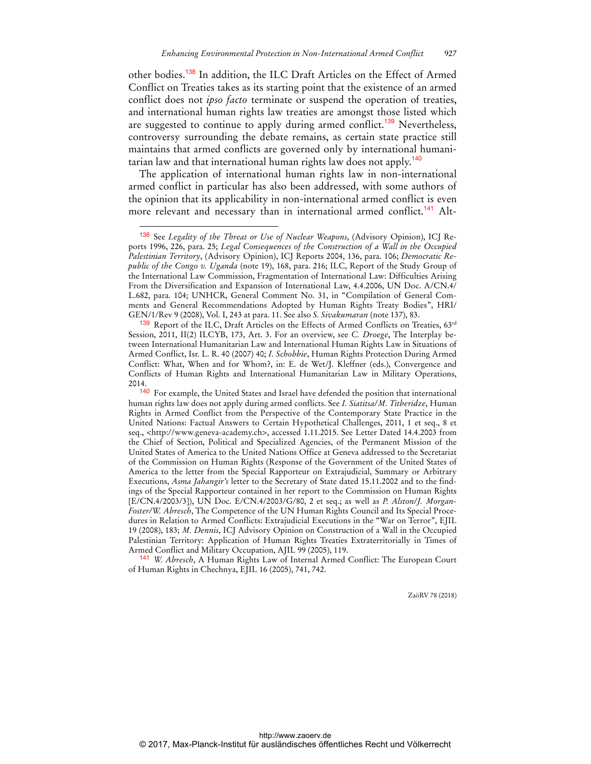other bodies.[138] In addition, the ILC Draft Articles on the Effect of Armed Conflict on Treaties takes as its starting point that the existence of an armed conflict does not *ipso facto* terminate or suspend the operation of treaties, and international human rights law treaties are amongst those listed which are suggested to continue to apply during armed conflict.[139] Nevertheless, controversy surrounding the debate remains, as certain state practice still maintains that armed conflicts are governed only by international humanitarian law and that international human rights law does not apply.[140]

The application of international human rights law in non-international armed conflict in particular has also been addressed, with some authors of the opinion that its applicability in non-international armed conflict is even more relevant and necessary than in international armed conflict.[141] Alt-

---

[138] See *Legality of the Threat or Use of Nuclear Weapons*, (Advisory Opinion), ICJ Reports 1996, 226, para. 25; *Legal Consequences of the Construction of a Wall in the Occupied Palestinian Territory*, (Advisory Opinion), ICJ Reports 2004, 136, para. 106; *Democratic Republic of the Congo v. Uganda* (note 19), 168, para. 216; ILC, Report of the Study Group of the International Law Commission, Fragmentation of International Law: Difficulties Arising From the Diversification and Expansion of International Law, 4.4.2006, UN Doc. A/CN.4/L.682, para. 104; UNHCR, General Comment No. 31, in "Compilation of General Comments and General Recommendations Adopted by Human Rights Treaty Bodies", HRI/GEN/1/Rev 9 (2008), Vol. I, 243 at para. 11. See also *S. Sivakumaran* (note 137), 83.

[139] Report of the ILC, Draft Articles on the Effects of Armed Conflicts on Treaties, 63rd Session, 2011, II(2) ILCYB, 173, Art. 3. For an overview, see *C. Droege*, The Interplay between International Humanitarian Law and International Human Rights Law in Situations of Armed Conflict, Isr. L. R. 40 (2007) 40; *I. Schobbie*, Human Rights Protection During Armed Conflict: What, When and for Whom?, in: E. de Wet/J. Kleffner (eds.), Convergence and Conflicts of Human Rights and International Humanitarian Law in Military Operations, 2014.

[140] For example, the United States and Israel have defended the position that international human rights law does not apply during armed conflicts. See *I. Siatitsa/M. Titberidze*, Human Rights in Armed Conflict from the Perspective of the Contemporary State Practice in the United Nations: Factual Answers to Certain Hypothetical Challenges, 2011, 1 et seq., 8 et seq., <http://www.geneva-academy.ch>, accessed 1.11.2015. See Letter Dated 14.4.2003 from the Chief of Section, Political and Specialized Agencies, of the Permanent Mission of the United States of America to the United Nations Office at Geneva addressed to the Secretariat of the Commission on Human Rights (Response of the Government of the United States of America to the letter from the Special Rapporteur on Extrajudicial, Summary or Arbitrary Executions, *Asma Jahangir's* letter to the Secretary of State dated 15.11.2002 and to the findings of the Special Rapporteur contained in her report to the Commission on Human Rights [E/CN.4/2003/3]), UN Doc. E/CN.4/2003/G/80, 2 et seq.; as well as *P. Alston/J. Morgan-Foster/W. Abresch*, The Competence of the UN Human Rights Council and Its Special Procedures in Relation to Armed Conflicts: Extrajudicial Executions in the "War on Terror", EJIL 19 (2008), 183; *M. Dennis*, ICJ Advisory Opinion on Construction of a Wall in the Occupied Palestinian Territory: Application of Human Rights Treaties Extraterritorially in Times of Armed Conflict and Military Occupation, AJIL 99 (2005), 119.

[141] *W. Abresch*, A Human Rights Law of Internal Armed Conflict: The European Court of Human Rights in Chechnya, EJIL 16 (2005), 741, 742.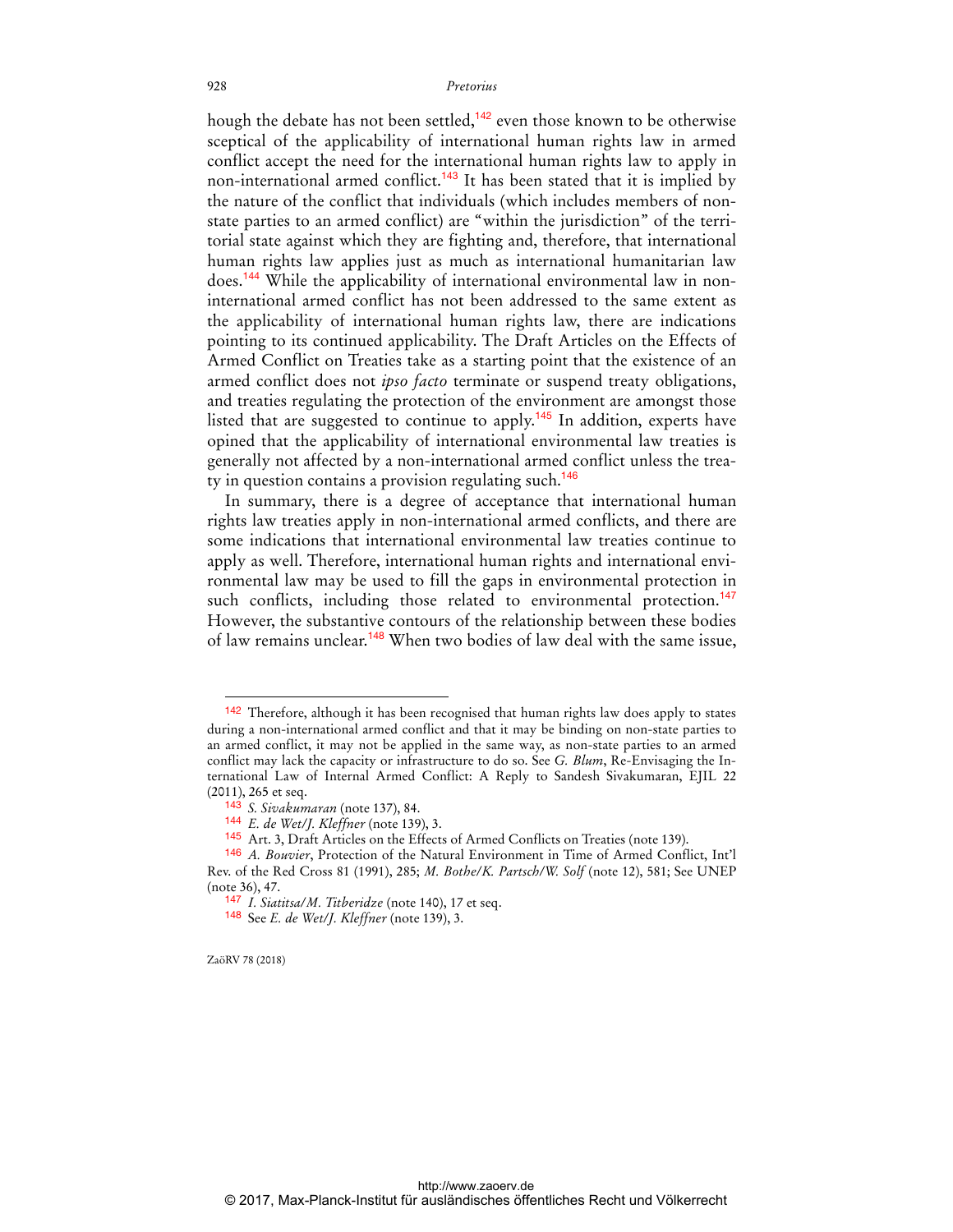hough the debate has not been settled,[142] even those known to be otherwise sceptical of the applicability of international human rights law in armed conflict accept the need for the international human rights law to apply in non-international armed conflict.[143] It has been stated that it is implied by the nature of the conflict that individuals (which includes members of non-state parties to an armed conflict) are "within the jurisdiction" of the territorial state against which they are fighting and, therefore, that international human rights law applies just as much as international humanitarian law does.[144] While the applicability of international environmental law in non-international armed conflict has not been addressed to the same extent as the applicability of international human rights law, there are indications pointing to its continued applicability. The Draft Articles on the Effects of Armed Conflict on Treaties take as a starting point that the existence of an armed conflict does not *ipso facto* terminate or suspend treaty obligations, and treaties regulating the protection of the environment are amongst those listed that are suggested to continue to apply.[145] In addition, experts have opined that the applicability of international environmental law treaties is generally not affected by a non-international armed conflict unless the treaty in question contains a provision regulating such.[146]

In summary, there is a degree of acceptance that international human rights law treaties apply in non-international armed conflicts, and there are some indications that international environmental law treaties continue to apply as well. Therefore, international human rights and international environmental law may be used to fill the gaps in environmental protection in such conflicts, including those related to environmental protection.[147] However, the substantive contours of the relationship between these bodies of law remains unclear.[148] When two bodies of law deal with the same issue,

---

[142] Therefore, although it has been recognised that human rights law does apply to states during a non-international armed conflict and that it may be binding on non-state parties to an armed conflict, it may not be applied in the same way, as non-state parties to an armed conflict may lack the capacity or infrastructure to do so. See *G. Blum*, Re-Envisaging the International Law of Internal Armed Conflict: A Reply to Sandesh Sivakumaran, EJIL 22 (2011), 265 et seq.

[143] *S. Sivakumaran* (note 137), 84.

[144] *E. de Wet/J. Kleffner* (note 139), 3.

[145] Art. 3, Draft Articles on the Effects of Armed Conflicts on Treaties (note 139).

[146] *A. Bouvier*, Protection of the Natural Environment in Time of Armed Conflict, Int'l Rev. of the Red Cross 81 (1991), 285; *M. Bothe/K. Partsch/W. Solf* (note 12), 581; See UNEP (note 36), 47.

[147] *I. Siatitsa/M. Titberidze* (note 140), 17 et seq.

[148] See *E. de Wet/J. Kleffner* (note 139), 3.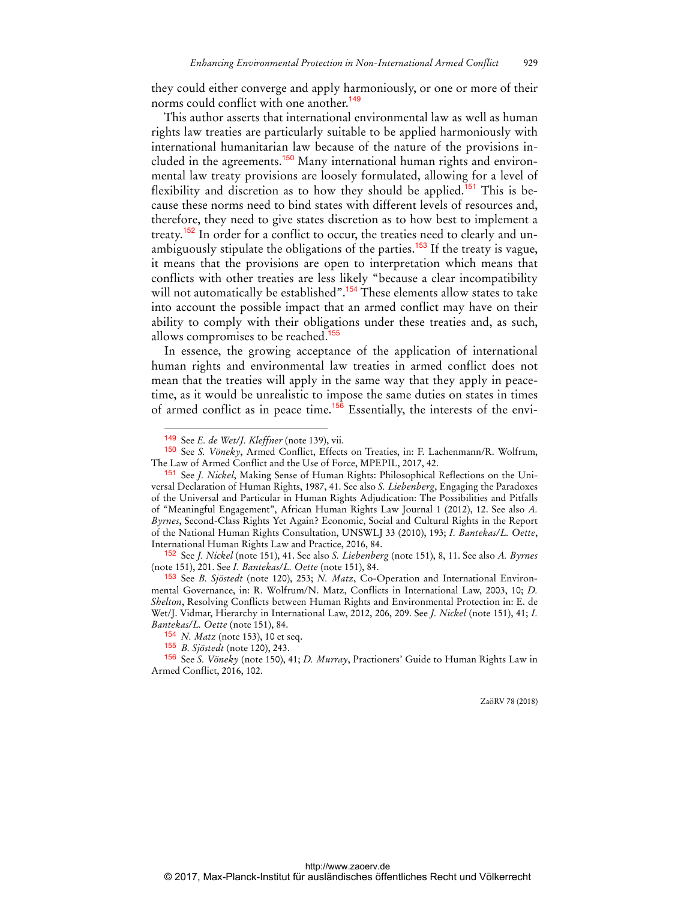they could either converge and apply harmoniously, or one or more of their norms could conflict with one another.[149]

This author asserts that international environmental law as well as human rights law treaties are particularly suitable to be applied harmoniously with international humanitarian law because of the nature of the provisions included in the agreements.[150] Many international human rights and environmental law treaty provisions are loosely formulated, allowing for a level of flexibility and discretion as to how they should be applied.[151] This is because these norms need to bind states with different levels of resources and, therefore, they need to give states discretion as to how best to implement a treaty.[152] In order for a conflict to occur, the treaties need to clearly and unambiguously stipulate the obligations of the parties.[153] If the treaty is vague, it means that the provisions are open to interpretation which means that conflicts with other treaties are less likely "because a clear incompatibility will not automatically be established".[154] These elements allow states to take into account the possible impact that an armed conflict may have on their ability to comply with their obligations under these treaties and, as such, allows compromises to be reached.[155]

In essence, the growing acceptance of the application of international human rights and environmental law treaties in armed conflict does not mean that the treaties will apply in the same way that they apply in peacetime, as it would be unrealistic to impose the same duties on states in times of armed conflict as in peace time.[156] Essentially, the interests of the envi-

---

[149] See *E. de Wet/J. Kleffner* (note 139), vii.

[150] See *S. Vöneky*, Armed Conflict, Effects on Treaties, in: F. Lachenmann/R. Wolfrum, The Law of Armed Conflict and the Use of Force, MPEPIL, 2017, 42.

[151] See *J. Nickel*, Making Sense of Human Rights: Philosophical Reflections on the Universal Declaration of Human Rights, 1987, 41. See also *S. Liebenberg*, Engaging the Paradoxes of the Universal and Particular in Human Rights Adjudication: The Possibilities and Pitfalls of "Meaningful Engagement", African Human Rights Law Journal 1 (2012), 12. See also *A. Byrnes*, Second-Class Rights Yet Again? Economic, Social and Cultural Rights in the Report of the National Human Rights Consultation, UNSWLJ 33 (2010), 193; *I. Bantekas/L. Oette*, International Human Rights Law and Practice, 2016, 84.

[152] See *J. Nickel* (note 151), 41. See also *S. Liebenberg* (note 151), 8, 11. See also *A. Byrnes* (note 151), 201. See *I. Bantekas/L. Oette* (note 151), 84.

[153] See *B. Sjöstedt* (note 120), 253; *N. Matz*, Co-Operation and International Environmental Governance, in: R. Wolfrum/N. Matz, Conflicts in International Law, 2003, 10; *D. Shelton*, Resolving Conflicts between Human Rights and Environmental Protection in: E. de Wet/J. Vidmar, Hierarchy in International Law, 2012, 206, 209. See *J. Nickel* (note 151), 41; *I. Bantekas/L. Oette* (note 151), 84.

[154] *N. Matz* (note 153), 10 et seq.

[155] *B. Sjöstedt* (note 120), 243.

[156] See *S. Vöneky* (note 150), 41; *D. Murray*, Practioners' Guide to Human Rights Law in Armed Conflict, 2016, 102.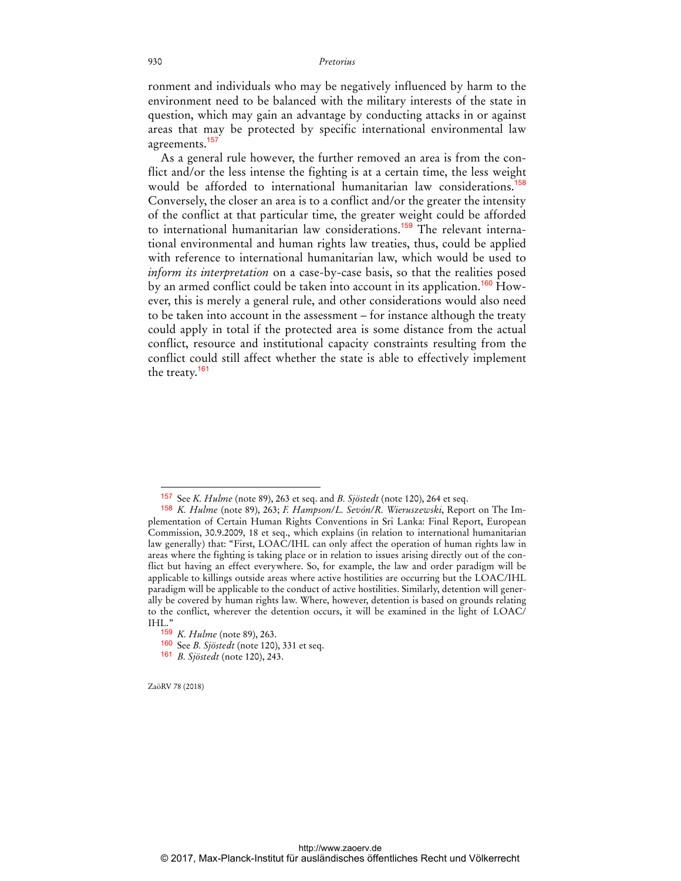ronment and individuals who may be negatively influenced by harm to the environment need to be balanced with the military interests of the state in question, which may gain an advantage by conducting attacks in or against areas that may be protected by specific international environmental law agreements.[157]

As a general rule however, the further removed an area is from the conflict and/or the less intense the fighting is at a certain time, the less weight would be afforded to international humanitarian law considerations.[158] Conversely, the closer an area is to a conflict and/or the greater the intensity of the conflict at that particular time, the greater weight could be afforded to international humanitarian law considerations.[159] The relevant international environmental and human rights law treaties, thus, could be applied with reference to international humanitarian law, which would be used to *inform its interpretation* on a case-by-case basis, so that the realities posed by an armed conflict could be taken into account in its application.[160] However, this is merely a general rule, and other considerations would also need to be taken into account in the assessment – for instance although the treaty could apply in total if the protected area is some distance from the actual conflict, resource and institutional capacity constraints resulting from the conflict could still affect whether the state is able to effectively implement the treaty.[161]

---

[157] See *K. Hulme* (note 89), 263 et seq. and *B. Sjöstedt* (note 120), 264 et seq.

[158] *K. Hulme* (note 89), 263; *F. Hampson/L. Sevón/R. Wieruszewski*, Report on The Implementation of Certain Human Rights Conventions in Sri Lanka: Final Report, European Commission, 30.9.2009, 18 et seq., which explains (in relation to international humanitarian law generally) that: "First, LOAC/IHL can only affect the operation of human rights law in areas where the fighting is taking place or in relation to issues arising directly out of the conflict but having an effect everywhere. So, for example, the law and order paradigm will be applicable to killings outside areas where active hostilities are occurring but the LOAC/IHL paradigm will be applicable to the conduct of active hostilities. Similarly, detention will generally be covered by human rights law. Where, however, detention is based on grounds relating to the conflict, wherever the detention occurs, it will be examined in the light of LOAC/IHL."

[159] *K. Hulme* (note 89), 263.

[160] See *B. Sjöstedt* (note 120), 331 et seq.

[161] *B. Sjöstedt* (note 120), 243.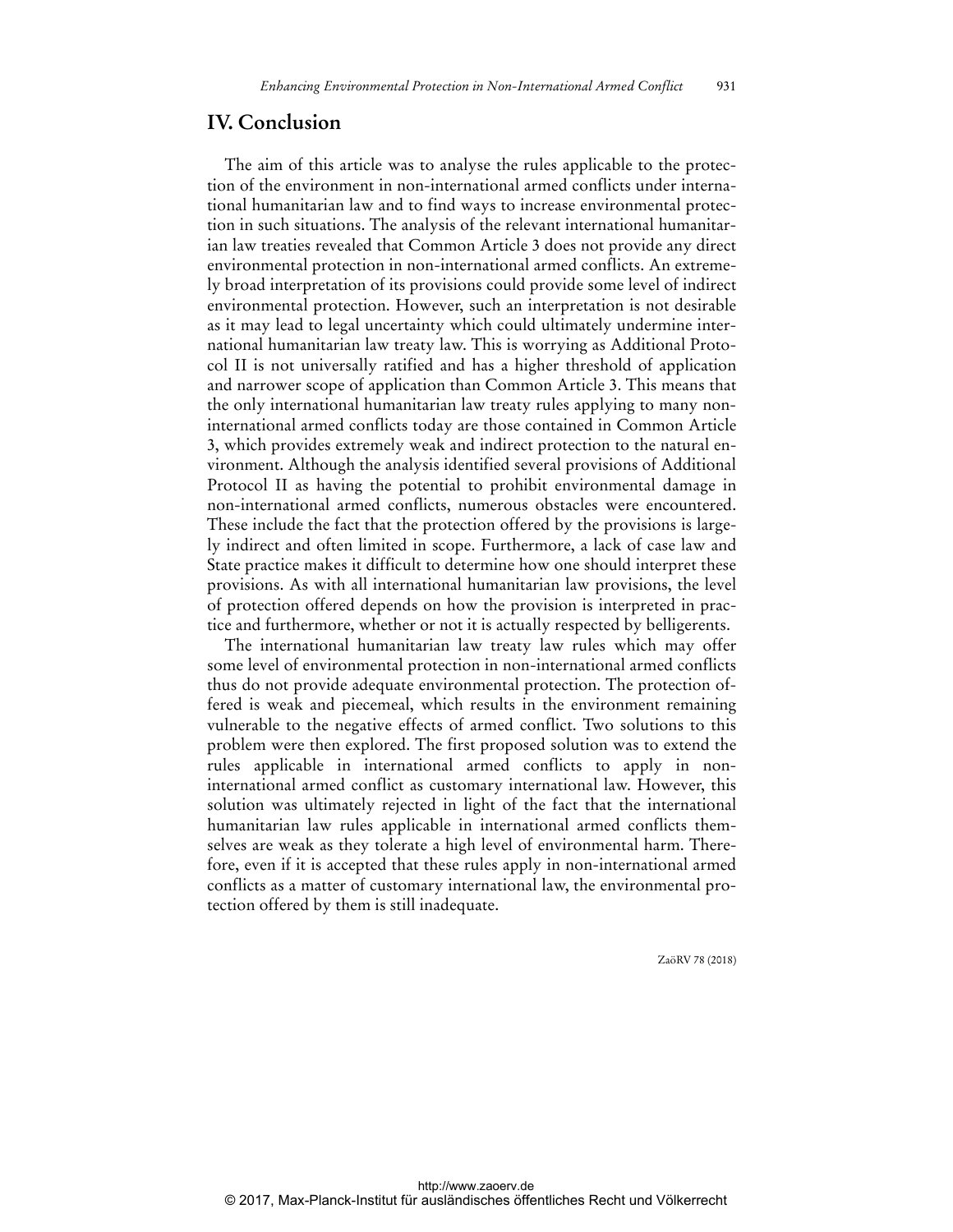## IV. Conclusion

The aim of this article was to analyse the rules applicable to the protection of the environment in non-international armed conflicts under international humanitarian law and to find ways to increase environmental protection in such situations. The analysis of the relevant international humanitarian law treaties revealed that Common Article 3 does not provide any direct environmental protection in non-international armed conflicts. An extremely broad interpretation of its provisions could provide some level of indirect environmental protection. However, such an interpretation is not desirable as it may lead to legal uncertainty which could ultimately undermine international humanitarian law treaty law. This is worrying as Additional Protocol II is not universally ratified and has a higher threshold of application and narrower scope of application than Common Article 3. This means that the only international humanitarian law treaty rules applying to many non-international armed conflicts today are those contained in Common Article 3, which provides extremely weak and indirect protection to the natural environment. Although the analysis identified several provisions of Additional Protocol II as having the potential to prohibit environmental damage in non-international armed conflicts, numerous obstacles were encountered. These include the fact that the protection offered by the provisions is largely indirect and often limited in scope. Furthermore, a lack of case law and State practice makes it difficult to determine how one should interpret these provisions. As with all international humanitarian law provisions, the level of protection offered depends on how the provision is interpreted in practice and furthermore, whether or not it is actually respected by belligerents.

The international humanitarian law treaty law rules which may offer some level of environmental protection in non-international armed conflicts thus do not provide adequate environmental protection. The protection offered is weak and piecemeal, which results in the environment remaining vulnerable to the negative effects of armed conflict. Two solutions to this problem were then explored. The first proposed solution was to extend the rules applicable in international armed conflicts to apply in non-international armed conflict as customary international law. However, this solution was ultimately rejected in light of the fact that the international humanitarian law rules applicable in international armed conflicts themselves are weak as they tolerate a high level of environmental harm. Therefore, even if it is accepted that these rules apply in non-international armed conflicts as a matter of customary international law, the environmental protection offered by them is still inadequate.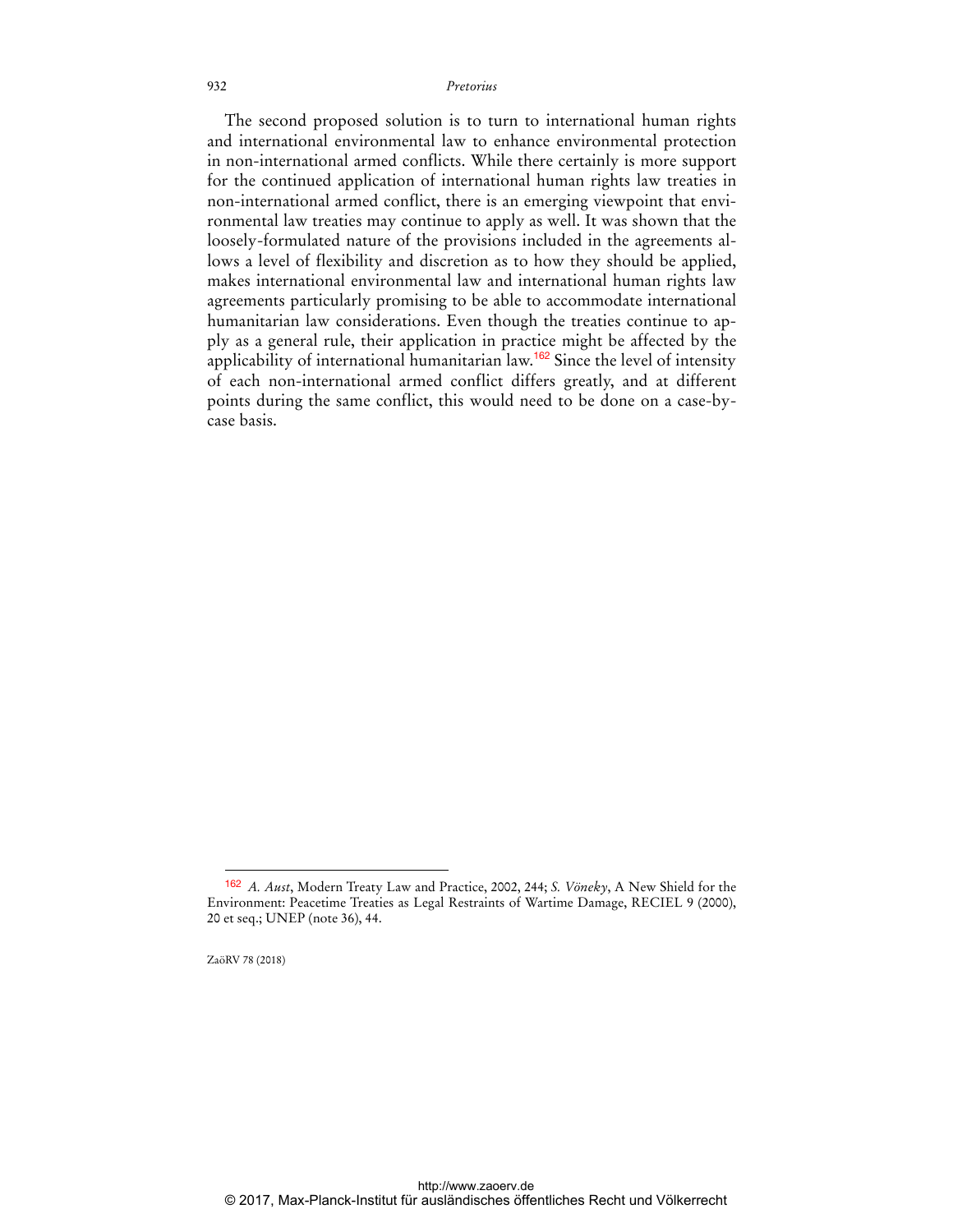The second proposed solution is to turn to international human rights and international environmental law to enhance environmental protection in non-international armed conflicts. While there certainly is more support for the continued application of international human rights law treaties in non-international armed conflict, there is an emerging viewpoint that environmental law treaties may continue to apply as well. It was shown that the loosely-formulated nature of the provisions included in the agreements allows a level of flexibility and discretion as to how they should be applied, makes international environmental law and international human rights law agreements particularly promising to be able to accommodate international humanitarian law considerations. Even though the treaties continue to apply as a general rule, their application in practice might be affected by the applicability of international humanitarian law.[162] Since the level of intensity of each non-international armed conflict differs greatly, and at different points during the same conflict, this would need to be done on a case-by-case basis.

---

[162] *A. Aust*, Modern Treaty Law and Practice, 2002, 244; *S. Vöneky*, A New Shield for the Environment: Peacetime Treaties as Legal Restraints of Wartime Damage, RECIEL 9 (2000), 20 et seq.; UNEP (note 36), 44.